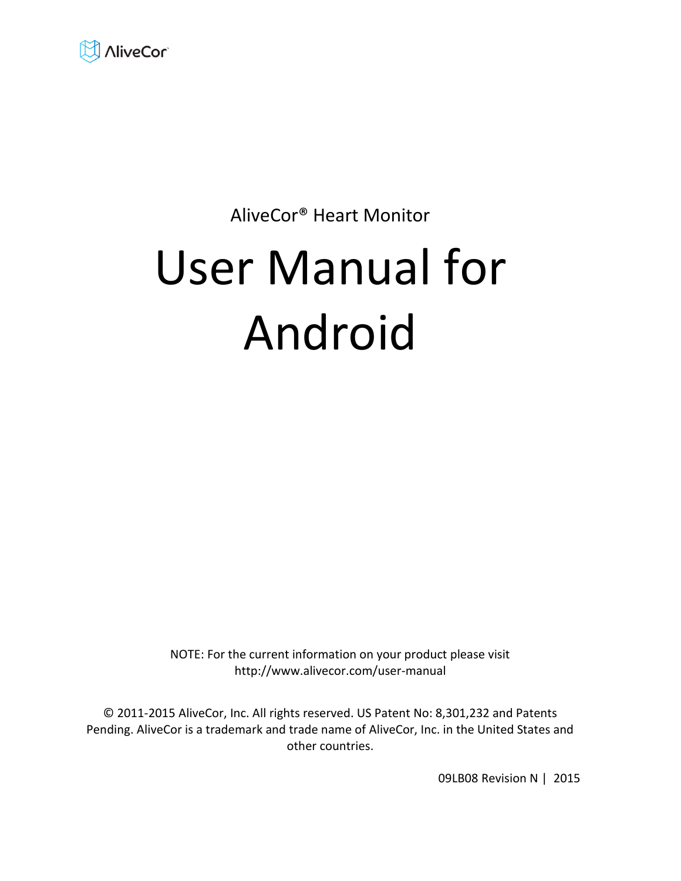AliveCor

AliveCor® Heart Monitor

# User Manual for Android

NOTE: For the current information on your product please visit http://www.alivecor.com/user-manual

© 2011-2015 AliveCor, Inc. All rights reserved. US Patent No: 8,301,232 and Patents Pending. AliveCor is a trademark and trade name of AliveCor, Inc. in the United States and other countries.

09LB08 Revision N | 2015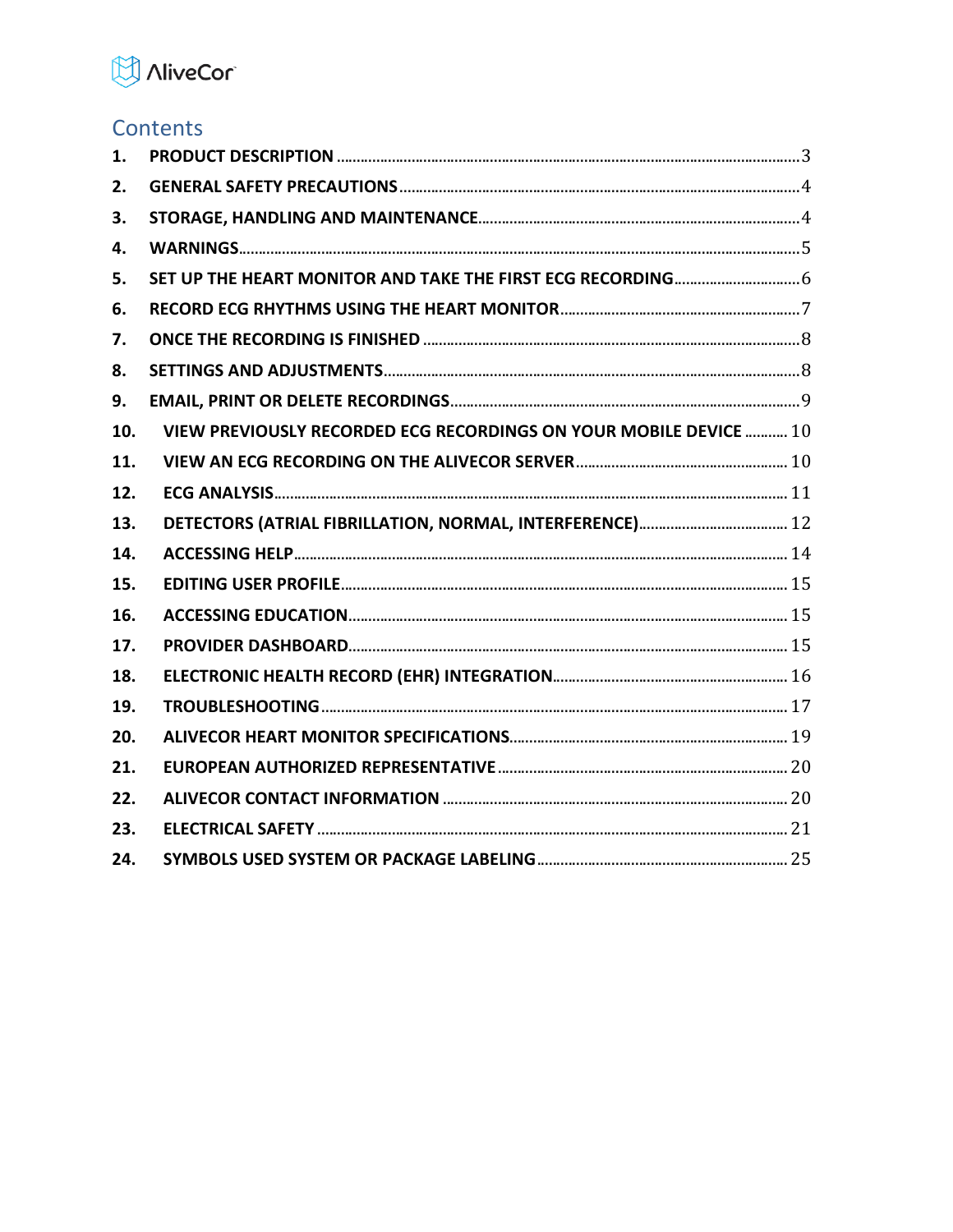## Contents

1. PRODUCT DESCRIPTION ........ 3
2. GENERAL SAFETY PRECAUTIONS ........ 4
3. STORAGE, HANDLING AND MAINTENANCE ........ 4
4. WARNINGS ........ 5
5. SET UP THE HEART MONITOR AND TAKE THE FIRST ECG RECORDING ........ 6
6. RECORD ECG RHYTHMS USING THE HEART MONITOR ........ 7
7. ONCE THE RECORDING IS FINISHED ........ 8
8. SETTINGS AND ADJUSTMENTS ........ 8
9. EMAIL, PRINT OR DELETE RECORDINGS ........ 9
10. VIEW PREVIOUSLY RECORDED ECG RECORDINGS ON YOUR MOBILE DEVICE ........ 10
11. VIEW AN ECG RECORDING ON THE ALIVECOR SERVER ........ 10
12. ECG ANALYSIS ........ 11
13. DETECTORS (ATRIAL FIBRILLATION, NORMAL, INTERFERENCE) ........ 12
14. ACCESSING HELP ........ 14
15. EDITING USER PROFILE ........ 15
16. ACCESSING EDUCATION ........ 15
17. PROVIDER DASHBOARD ........ 15
18. ELECTRONIC HEALTH RECORD (EHR) INTEGRATION ........ 16
19. TROUBLESHOOTING ........ 17
20. ALIVECOR HEART MONITOR SPECIFICATIONS ........ 19
21. EUROPEAN AUTHORIZED REPRESENTATIVE ........ 20
22. ALIVECOR CONTACT INFORMATION ........ 20
23. ELECTRICAL SAFETY ........ 21
24. SYMBOLS USED SYSTEM OR PACKAGE LABELING ........ 25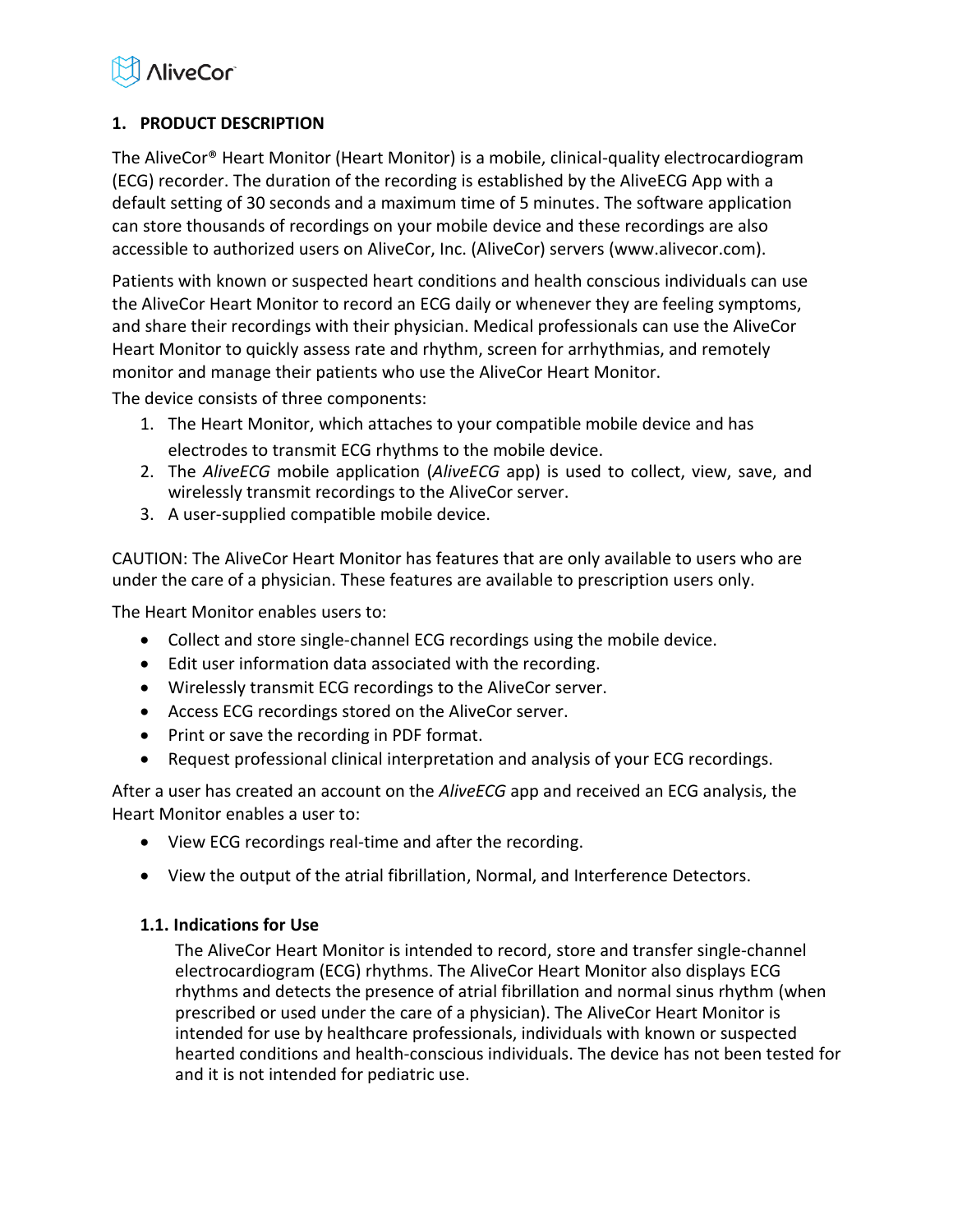## 1. PRODUCT DESCRIPTION

The AliveCor® Heart Monitor (Heart Monitor) is a mobile, clinical-quality electrocardiogram (ECG) recorder. The duration of the recording is established by the AliveECG App with a default setting of 30 seconds and a maximum time of 5 minutes. The software application can store thousands of recordings on your mobile device and these recordings are also accessible to authorized users on AliveCor, Inc. (AliveCor) servers (www.alivecor.com).

Patients with known or suspected heart conditions and health conscious individuals can use the AliveCor Heart Monitor to record an ECG daily or whenever they are feeling symptoms, and share their recordings with their physician. Medical professionals can use the AliveCor Heart Monitor to quickly assess rate and rhythm, screen for arrhythmias, and remotely monitor and manage their patients who use the AliveCor Heart Monitor.

The device consists of three components:

1. The Heart Monitor, which attaches to your compatible mobile device and has electrodes to transmit ECG rhythms to the mobile device.
2. The *AliveECG* mobile application (*AliveECG* app) is used to collect, view, save, and wirelessly transmit recordings to the AliveCor server.
3. A user-supplied compatible mobile device.

CAUTION: The AliveCor Heart Monitor has features that are only available to users who are under the care of a physician. These features are available to prescription users only.

The Heart Monitor enables users to:

- Collect and store single-channel ECG recordings using the mobile device.
- Edit user information data associated with the recording.
- Wirelessly transmit ECG recordings to the AliveCor server.
- Access ECG recordings stored on the AliveCor server.
- Print or save the recording in PDF format.
- Request professional clinical interpretation and analysis of your ECG recordings.

After a user has created an account on the *AliveECG* app and received an ECG analysis, the Heart Monitor enables a user to:

- View ECG recordings real-time and after the recording.
- View the output of the atrial fibrillation, Normal, and Interference Detectors.

### 1.1. Indications for Use

The AliveCor Heart Monitor is intended to record, store and transfer single-channel electrocardiogram (ECG) rhythms. The AliveCor Heart Monitor also displays ECG rhythms and detects the presence of atrial fibrillation and normal sinus rhythm (when prescribed or used under the care of a physician). The AliveCor Heart Monitor is intended for use by healthcare professionals, individuals with known or suspected hearted conditions and health-conscious individuals. The device has not been tested for and it is not intended for pediatric use.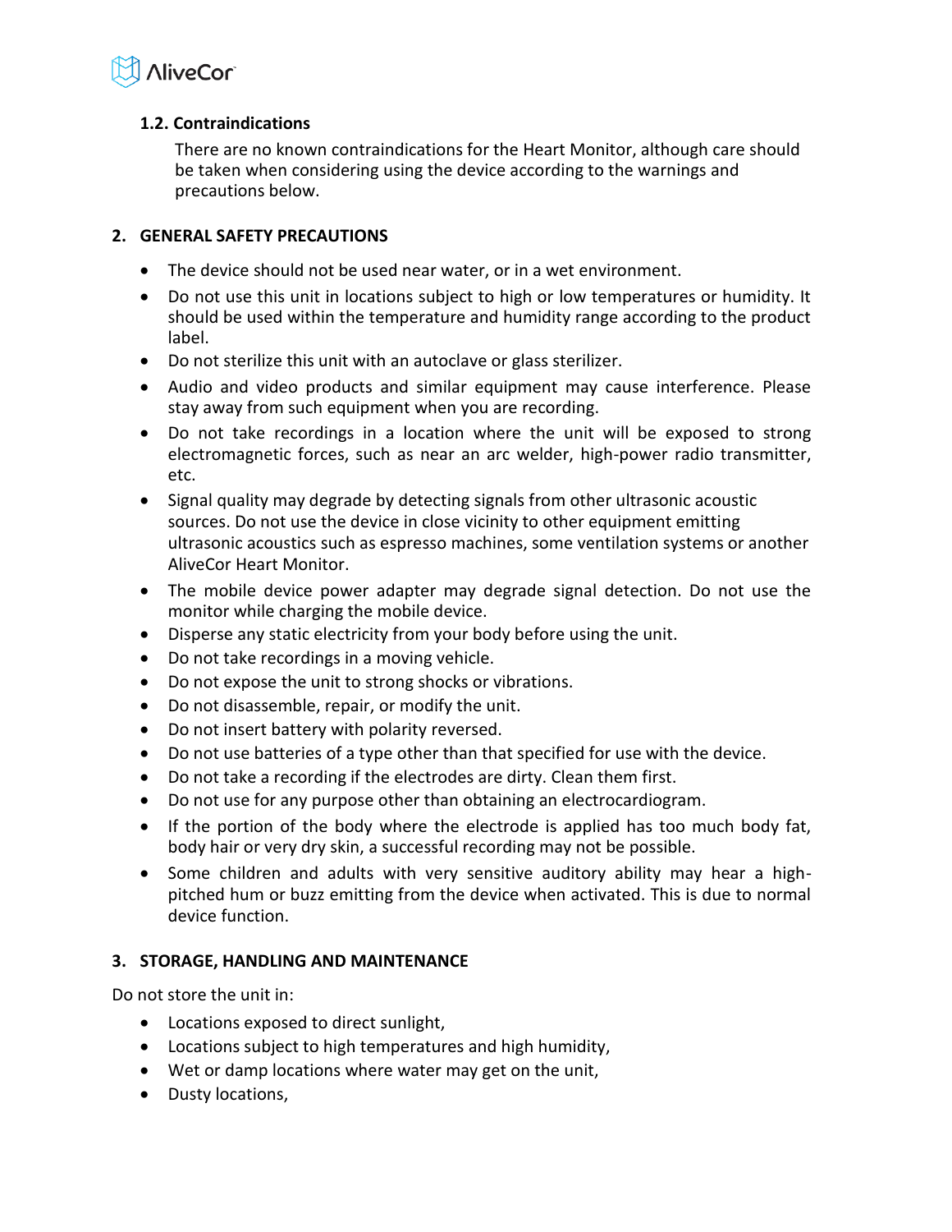### 1.2. Contraindications

There are no known contraindications for the Heart Monitor, although care should be taken when considering using the device according to the warnings and precautions below.

## 2. GENERAL SAFETY PRECAUTIONS

- The device should not be used near water, or in a wet environment.
- Do not use this unit in locations subject to high or low temperatures or humidity. It should be used within the temperature and humidity range according to the product label.
- Do not sterilize this unit with an autoclave or glass sterilizer.
- Audio and video products and similar equipment may cause interference. Please stay away from such equipment when you are recording.
- Do not take recordings in a location where the unit will be exposed to strong electromagnetic forces, such as near an arc welder, high-power radio transmitter, etc.
- Signal quality may degrade by detecting signals from other ultrasonic acoustic sources. Do not use the device in close vicinity to other equipment emitting ultrasonic acoustics such as espresso machines, some ventilation systems or another AliveCor Heart Monitor.
- The mobile device power adapter may degrade signal detection. Do not use the monitor while charging the mobile device.
- Disperse any static electricity from your body before using the unit.
- Do not take recordings in a moving vehicle.
- Do not expose the unit to strong shocks or vibrations.
- Do not disassemble, repair, or modify the unit.
- Do not insert battery with polarity reversed.
- Do not use batteries of a type other than that specified for use with the device.
- Do not take a recording if the electrodes are dirty. Clean them first.
- Do not use for any purpose other than obtaining an electrocardiogram.
- If the portion of the body where the electrode is applied has too much body fat, body hair or very dry skin, a successful recording may not be possible.
- Some children and adults with very sensitive auditory ability may hear a high-pitched hum or buzz emitting from the device when activated. This is due to normal device function.

## 3. STORAGE, HANDLING AND MAINTENANCE

Do not store the unit in:

- Locations exposed to direct sunlight,
- Locations subject to high temperatures and high humidity,
- Wet or damp locations where water may get on the unit,
- Dusty locations,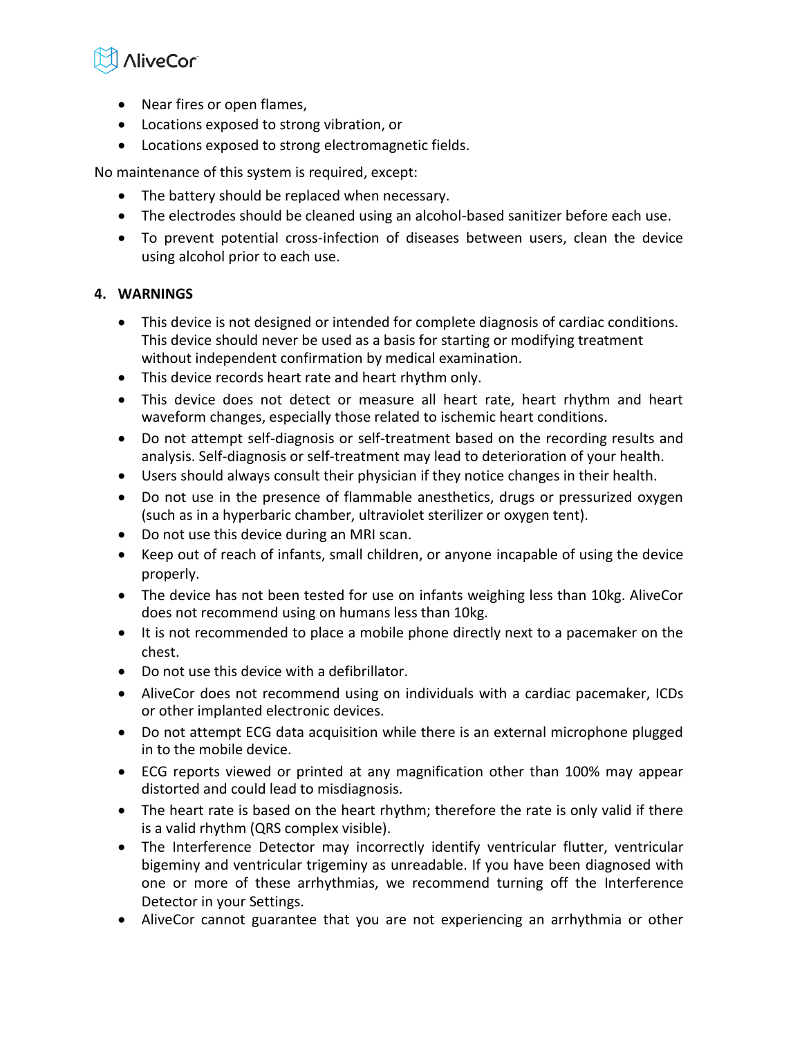- Near fires or open flames,
- Locations exposed to strong vibration, or
- Locations exposed to strong electromagnetic fields.

No maintenance of this system is required, except:

- The battery should be replaced when necessary.
- The electrodes should be cleaned using an alcohol-based sanitizer before each use.
- To prevent potential cross-infection of diseases between users, clean the device using alcohol prior to each use.

## 4. WARNINGS

- This device is not designed or intended for complete diagnosis of cardiac conditions. This device should never be used as a basis for starting or modifying treatment without independent confirmation by medical examination.
- This device records heart rate and heart rhythm only.
- This device does not detect or measure all heart rate, heart rhythm and heart waveform changes, especially those related to ischemic heart conditions.
- Do not attempt self-diagnosis or self-treatment based on the recording results and analysis. Self-diagnosis or self-treatment may lead to deterioration of your health.
- Users should always consult their physician if they notice changes in their health.
- Do not use in the presence of flammable anesthetics, drugs or pressurized oxygen (such as in a hyperbaric chamber, ultraviolet sterilizer or oxygen tent).
- Do not use this device during an MRI scan.
- Keep out of reach of infants, small children, or anyone incapable of using the device properly.
- The device has not been tested for use on infants weighing less than 10kg. AliveCor does not recommend using on humans less than 10kg.
- It is not recommended to place a mobile phone directly next to a pacemaker on the chest.
- Do not use this device with a defibrillator.
- AliveCor does not recommend using on individuals with a cardiac pacemaker, ICDs or other implanted electronic devices.
- Do not attempt ECG data acquisition while there is an external microphone plugged in to the mobile device.
- ECG reports viewed or printed at any magnification other than 100% may appear distorted and could lead to misdiagnosis.
- The heart rate is based on the heart rhythm; therefore the rate is only valid if there is a valid rhythm (QRS complex visible).
- The Interference Detector may incorrectly identify ventricular flutter, ventricular bigeminy and ventricular trigeminy as unreadable. If you have been diagnosed with one or more of these arrhythmias, we recommend turning off the Interference Detector in your Settings.
- AliveCor cannot guarantee that you are not experiencing an arrhythmia or other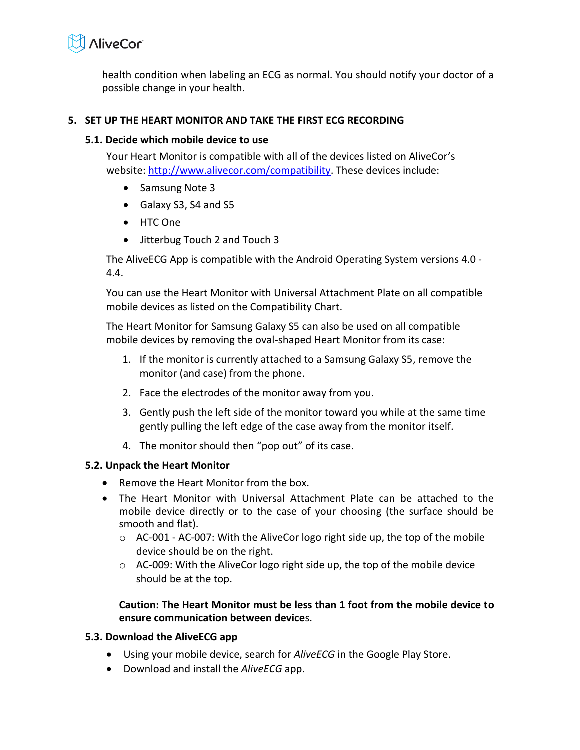health condition when labeling an ECG as normal. You should notify your doctor of a possible change in your health.

## 5. SET UP THE HEART MONITOR AND TAKE THE FIRST ECG RECORDING

### 5.1. Decide which mobile device to use

Your Heart Monitor is compatible with all of the devices listed on AliveCor's website: http://www.alivecor.com/compatibility. These devices include:

- Samsung Note 3
- Galaxy S3, S4 and S5
- HTC One
- Jitterbug Touch 2 and Touch 3

The AliveECG App is compatible with the Android Operating System versions 4.0 - 4.4.

You can use the Heart Monitor with Universal Attachment Plate on all compatible mobile devices as listed on the Compatibility Chart.

The Heart Monitor for Samsung Galaxy S5 can also be used on all compatible mobile devices by removing the oval-shaped Heart Monitor from its case:

1. If the monitor is currently attached to a Samsung Galaxy S5, remove the monitor (and case) from the phone.
2. Face the electrodes of the monitor away from you.
3. Gently push the left side of the monitor toward you while at the same time gently pulling the left edge of the case away from the monitor itself.
4. The monitor should then "pop out" of its case.

### 5.2. Unpack the Heart Monitor

- Remove the Heart Monitor from the box.
- The Heart Monitor with Universal Attachment Plate can be attached to the mobile device directly or to the case of your choosing (the surface should be smooth and flat).
  - AC-001 - AC-007: With the AliveCor logo right side up, the top of the mobile device should be on the right.
  - AC-009: With the AliveCor logo right side up, the top of the mobile device should be at the top.

**Caution: The Heart Monitor must be less than 1 foot from the mobile device to ensure communication between devices.**

### 5.3. Download the AliveECG app

- Using your mobile device, search for *AliveECG* in the Google Play Store.
- Download and install the *AliveECG* app.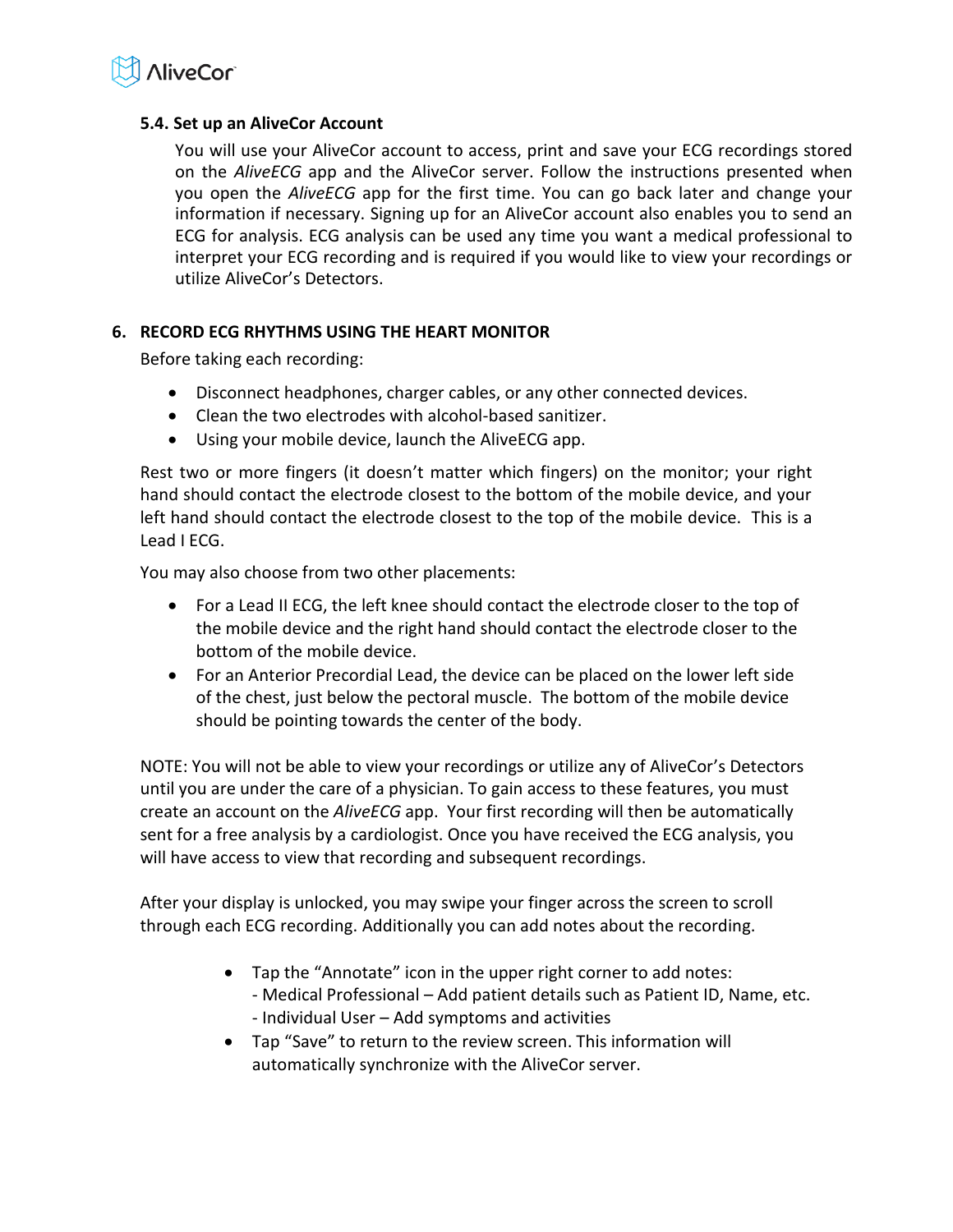### 5.4. Set up an AliveCor Account

You will use your AliveCor account to access, print and save your ECG recordings stored on the *AliveECG* app and the AliveCor server. Follow the instructions presented when you open the *AliveECG* app for the first time. You can go back later and change your information if necessary. Signing up for an AliveCor account also enables you to send an ECG for analysis. ECG analysis can be used any time you want a medical professional to interpret your ECG recording and is required if you would like to view your recordings or utilize AliveCor's Detectors.

## 6. RECORD ECG RHYTHMS USING THE HEART MONITOR

Before taking each recording:

- Disconnect headphones, charger cables, or any other connected devices.
- Clean the two electrodes with alcohol-based sanitizer.
- Using your mobile device, launch the AliveECG app.

Rest two or more fingers (it doesn't matter which fingers) on the monitor; your right hand should contact the electrode closest to the bottom of the mobile device, and your left hand should contact the electrode closest to the top of the mobile device. This is a Lead I ECG.

You may also choose from two other placements:

- For a Lead II ECG, the left knee should contact the electrode closer to the top of the mobile device and the right hand should contact the electrode closer to the bottom of the mobile device.
- For an Anterior Precordial Lead, the device can be placed on the lower left side of the chest, just below the pectoral muscle. The bottom of the mobile device should be pointing towards the center of the body.

NOTE: You will not be able to view your recordings or utilize any of AliveCor's Detectors until you are under the care of a physician. To gain access to these features, you must create an account on the *AliveECG* app. Your first recording will then be automatically sent for a free analysis by a cardiologist. Once you have received the ECG analysis, you will have access to view that recording and subsequent recordings.

After your display is unlocked, you may swipe your finger across the screen to scroll through each ECG recording. Additionally you can add notes about the recording.

- Tap the "Annotate" icon in the upper right corner to add notes:
  - Medical Professional – Add patient details such as Patient ID, Name, etc.
  - Individual User – Add symptoms and activities
- Tap "Save" to return to the review screen. This information will automatically synchronize with the AliveCor server.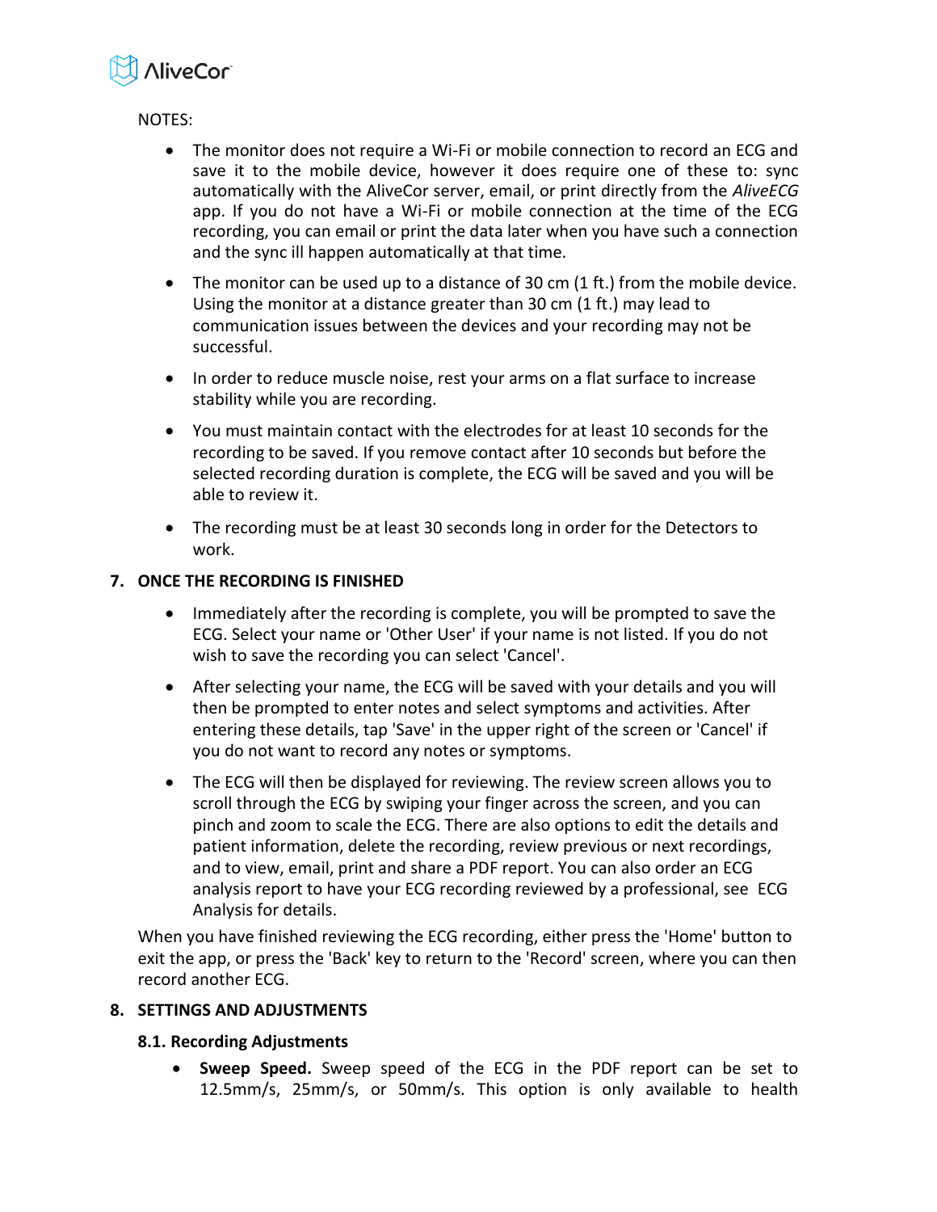NOTES:

- The monitor does not require a Wi-Fi or mobile connection to record an ECG and save it to the mobile device, however it does require one of these to: sync automatically with the AliveCor server, email, or print directly from the *AliveECG* app. If you do not have a Wi-Fi or mobile connection at the time of the ECG recording, you can email or print the data later when you have such a connection and the sync ill happen automatically at that time.
- The monitor can be used up to a distance of 30 cm (1 ft.) from the mobile device. Using the monitor at a distance greater than 30 cm (1 ft.) may lead to communication issues between the devices and your recording may not be successful.
- In order to reduce muscle noise, rest your arms on a flat surface to increase stability while you are recording.
- You must maintain contact with the electrodes for at least 10 seconds for the recording to be saved. If you remove contact after 10 seconds but before the selected recording duration is complete, the ECG will be saved and you will be able to review it.
- The recording must be at least 30 seconds long in order for the Detectors to work.

## 7. ONCE THE RECORDING IS FINISHED

- Immediately after the recording is complete, you will be prompted to save the ECG. Select your name or 'Other User' if your name is not listed. If you do not wish to save the recording you can select 'Cancel'.
- After selecting your name, the ECG will be saved with your details and you will then be prompted to enter notes and select symptoms and activities. After entering these details, tap 'Save' in the upper right of the screen or 'Cancel' if you do not want to record any notes or symptoms.
- The ECG will then be displayed for reviewing. The review screen allows you to scroll through the ECG by swiping your finger across the screen, and you can pinch and zoom to scale the ECG. There are also options to edit the details and patient information, delete the recording, review previous or next recordings, and to view, email, print and share a PDF report. You can also order an ECG analysis report to have your ECG recording reviewed by a professional, see ECG Analysis for details.

When you have finished reviewing the ECG recording, either press the 'Home' button to exit the app, or press the 'Back' key to return to the 'Record' screen, where you can then record another ECG.

## 8. SETTINGS AND ADJUSTMENTS

### 8.1. Recording Adjustments

- **Sweep Speed.** Sweep speed of the ECG in the PDF report can be set to 12.5mm/s, 25mm/s, or 50mm/s. This option is only available to health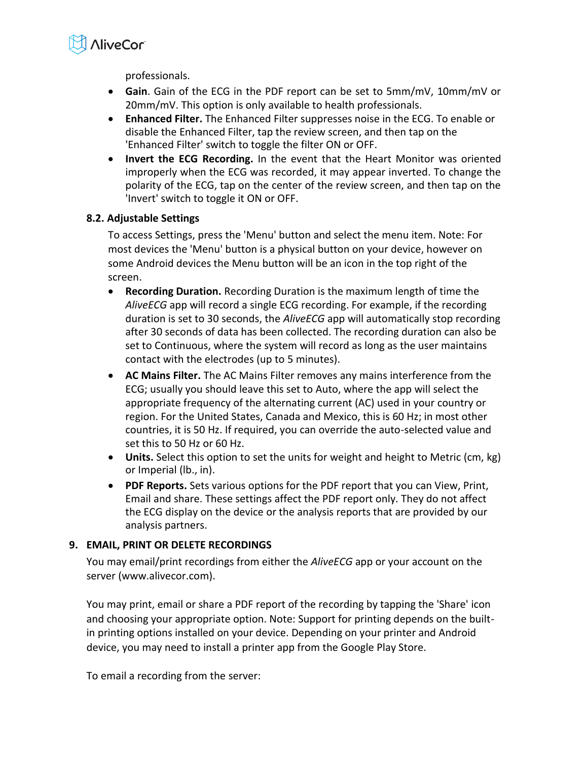professionals.

- **Gain**. Gain of the ECG in the PDF report can be set to 5mm/mV, 10mm/mV or 20mm/mV. This option is only available to health professionals.
- **Enhanced Filter.** The Enhanced Filter suppresses noise in the ECG. To enable or disable the Enhanced Filter, tap the review screen, and then tap on the 'Enhanced Filter' switch to toggle the filter ON or OFF.
- **Invert the ECG Recording.** In the event that the Heart Monitor was oriented improperly when the ECG was recorded, it may appear inverted. To change the polarity of the ECG, tap on the center of the review screen, and then tap on the 'Invert' switch to toggle it ON or OFF.

### 8.2. Adjustable Settings

To access Settings, press the 'Menu' button and select the menu item. Note: For most devices the 'Menu' button is a physical button on your device, however on some Android devices the Menu button will be an icon in the top right of the screen.

- **Recording Duration.** Recording Duration is the maximum length of time the *AliveECG* app will record a single ECG recording. For example, if the recording duration is set to 30 seconds, the *AliveECG* app will automatically stop recording after 30 seconds of data has been collected. The recording duration can also be set to Continuous, where the system will record as long as the user maintains contact with the electrodes (up to 5 minutes).
- **AC Mains Filter.** The AC Mains Filter removes any mains interference from the ECG; usually you should leave this set to Auto, where the app will select the appropriate frequency of the alternating current (AC) used in your country or region. For the United States, Canada and Mexico, this is 60 Hz; in most other countries, it is 50 Hz. If required, you can override the auto-selected value and set this to 50 Hz or 60 Hz.
- **Units.** Select this option to set the units for weight and height to Metric (cm, kg) or Imperial (lb., in).
- **PDF Reports.** Sets various options for the PDF report that you can View, Print, Email and share. These settings affect the PDF report only. They do not affect the ECG display on the device or the analysis reports that are provided by our analysis partners.

## 9. EMAIL, PRINT OR DELETE RECORDINGS

You may email/print recordings from either the *AliveECG* app or your account on the server (www.alivecor.com).

You may print, email or share a PDF report of the recording by tapping the 'Share' icon and choosing your appropriate option. Note: Support for printing depends on the built-in printing options installed on your device. Depending on your printer and Android device, you may need to install a printer app from the Google Play Store.

To email a recording from the server: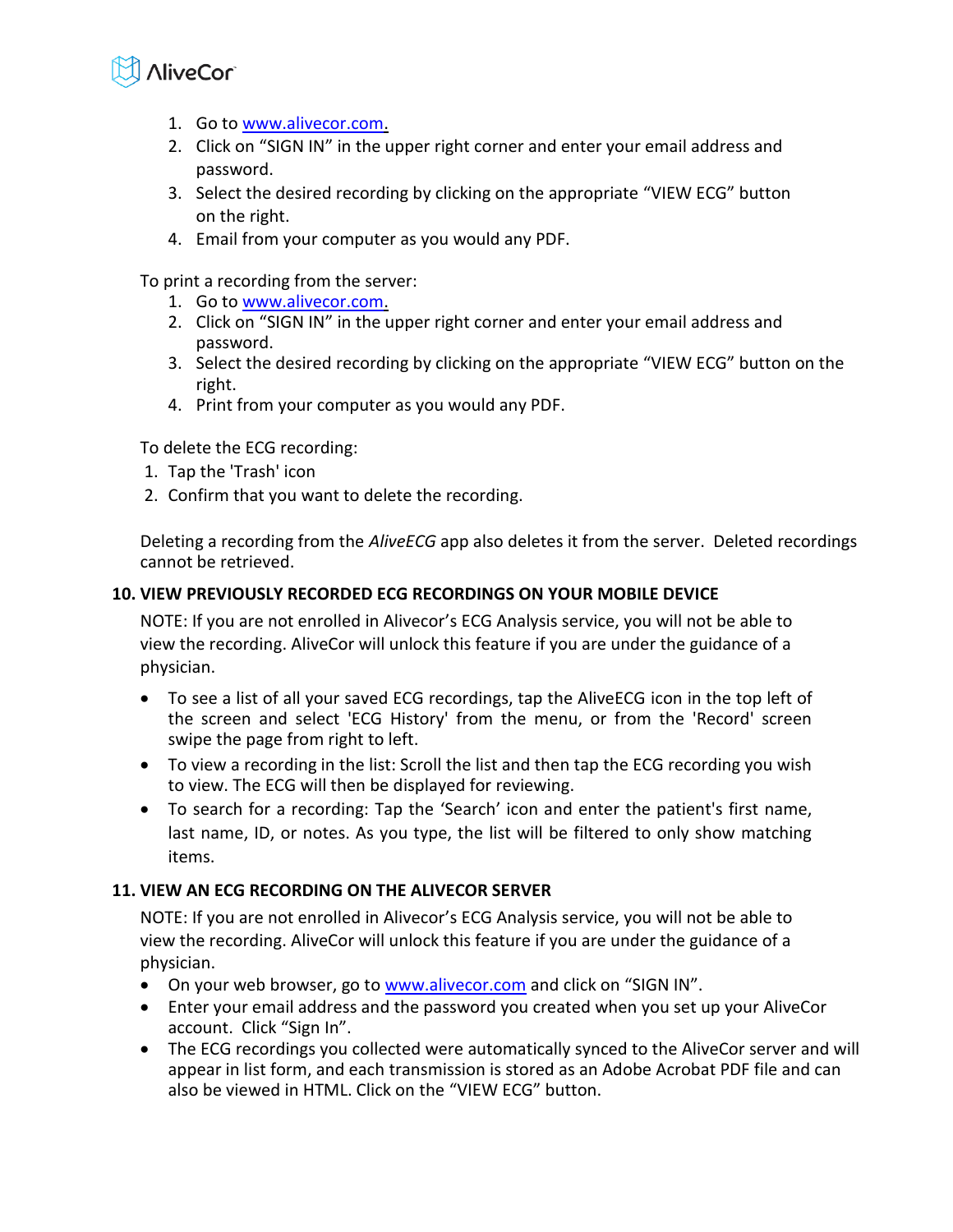1. Go to [www.alivecor.com.](http://www.alivecor.com)
2. Click on "SIGN IN" in the upper right corner and enter your email address and password.
3. Select the desired recording by clicking on the appropriate "VIEW ECG" button on the right.
4. Email from your computer as you would any PDF.

To print a recording from the server:

1. Go to [www.alivecor.com.](http://www.alivecor.com)
2. Click on "SIGN IN" in the upper right corner and enter your email address and password.
3. Select the desired recording by clicking on the appropriate "VIEW ECG" button on the right.
4. Print from your computer as you would any PDF.

To delete the ECG recording:

1. Tap the 'Trash' icon
2. Confirm that you want to delete the recording.

Deleting a recording from the *AliveECG* app also deletes it from the server. Deleted recordings cannot be retrieved.

## 10. VIEW PREVIOUSLY RECORDED ECG RECORDINGS ON YOUR MOBILE DEVICE

NOTE: If you are not enrolled in Alivecor's ECG Analysis service, you will not be able to view the recording. AliveCor will unlock this feature if you are under the guidance of a physician.

- To see a list of all your saved ECG recordings, tap the AliveECG icon in the top left of the screen and select 'ECG History' from the menu, or from the 'Record' screen swipe the page from right to left.
- To view a recording in the list: Scroll the list and then tap the ECG recording you wish to view. The ECG will then be displayed for reviewing.
- To search for a recording: Tap the 'Search' icon and enter the patient's first name, last name, ID, or notes. As you type, the list will be filtered to only show matching items.

## 11. VIEW AN ECG RECORDING ON THE ALIVECOR SERVER

NOTE: If you are not enrolled in Alivecor's ECG Analysis service, you will not be able to view the recording. AliveCor will unlock this feature if you are under the guidance of a physician.

- On your web browser, go to [www.alivecor.com](http://www.alivecor.com) and click on "SIGN IN".
- Enter your email address and the password you created when you set up your AliveCor account. Click "Sign In".
- The ECG recordings you collected were automatically synced to the AliveCor server and will appear in list form, and each transmission is stored as an Adobe Acrobat PDF file and can also be viewed in HTML. Click on the "VIEW ECG" button.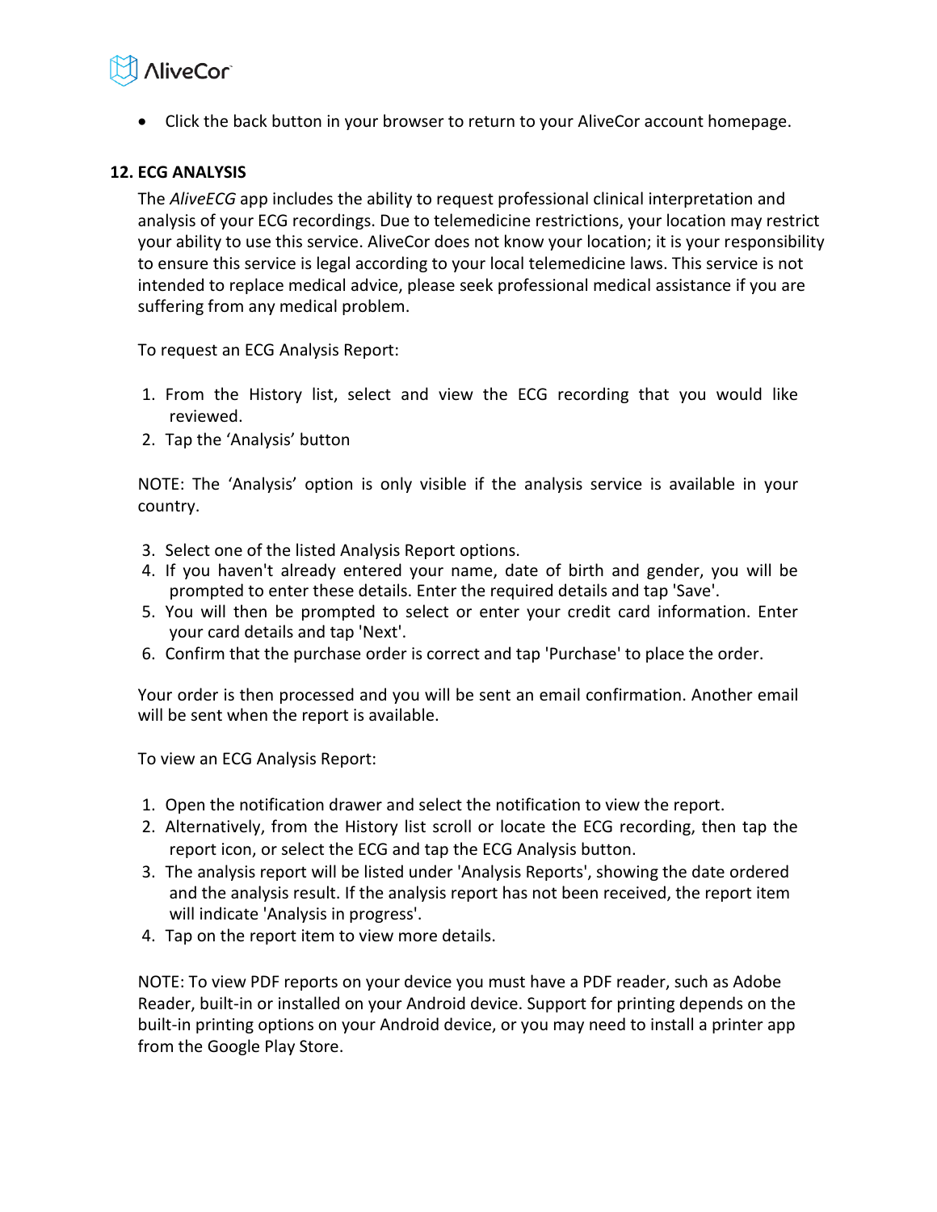- Click the back button in your browser to return to your AliveCor account homepage.

## 12. ECG ANALYSIS

The *AliveECG* app includes the ability to request professional clinical interpretation and analysis of your ECG recordings. Due to telemedicine restrictions, your location may restrict your ability to use this service. AliveCor does not know your location; it is your responsibility to ensure this service is legal according to your local telemedicine laws. This service is not intended to replace medical advice, please seek professional medical assistance if you are suffering from any medical problem.

To request an ECG Analysis Report:

1. From the History list, select and view the ECG recording that you would like reviewed.
2. Tap the 'Analysis' button

NOTE: The 'Analysis' option is only visible if the analysis service is available in your country.

3. Select one of the listed Analysis Report options.
4. If you haven't already entered your name, date of birth and gender, you will be prompted to enter these details. Enter the required details and tap 'Save'.
5. You will then be prompted to select or enter your credit card information. Enter your card details and tap 'Next'.
6. Confirm that the purchase order is correct and tap 'Purchase' to place the order.

Your order is then processed and you will be sent an email confirmation. Another email will be sent when the report is available.

To view an ECG Analysis Report:

1. Open the notification drawer and select the notification to view the report.
2. Alternatively, from the History list scroll or locate the ECG recording, then tap the report icon, or select the ECG and tap the ECG Analysis button.
3. The analysis report will be listed under 'Analysis Reports', showing the date ordered and the analysis result. If the analysis report has not been received, the report item will indicate 'Analysis in progress'.
4. Tap on the report item to view more details.

NOTE: To view PDF reports on your device you must have a PDF reader, such as Adobe Reader, built-in or installed on your Android device. Support for printing depends on the built-in printing options on your Android device, or you may need to install a printer app from the Google Play Store.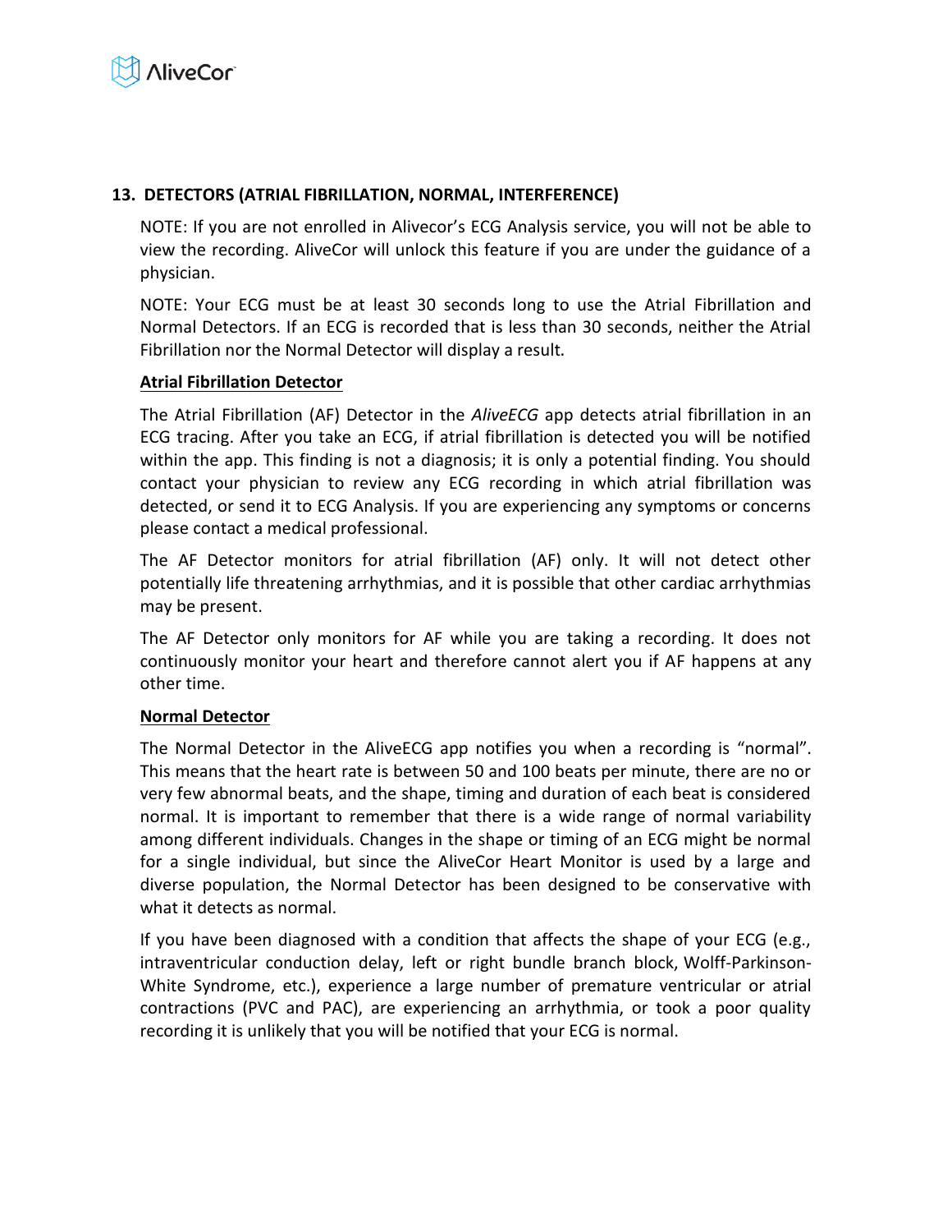## 13. DETECTORS (ATRIAL FIBRILLATION, NORMAL, INTERFERENCE)

NOTE: If you are not enrolled in Alivecor's ECG Analysis service, you will not be able to view the recording. AliveCor will unlock this feature if you are under the guidance of a physician.

NOTE: Your ECG must be at least 30 seconds long to use the Atrial Fibrillation and Normal Detectors. If an ECG is recorded that is less than 30 seconds, neither the Atrial Fibrillation nor the Normal Detector will display a result.

**Atrial Fibrillation Detector**

The Atrial Fibrillation (AF) Detector in the *AliveECG* app detects atrial fibrillation in an ECG tracing. After you take an ECG, if atrial fibrillation is detected you will be notified within the app. This finding is not a diagnosis; it is only a potential finding. You should contact your physician to review any ECG recording in which atrial fibrillation was detected, or send it to ECG Analysis. If you are experiencing any symptoms or concerns please contact a medical professional.

The AF Detector monitors for atrial fibrillation (AF) only. It will not detect other potentially life threatening arrhythmias, and it is possible that other cardiac arrhythmias may be present.

The AF Detector only monitors for AF while you are taking a recording. It does not continuously monitor your heart and therefore cannot alert you if AF happens at any other time.

**Normal Detector**

The Normal Detector in the AliveECG app notifies you when a recording is "normal". This means that the heart rate is between 50 and 100 beats per minute, there are no or very few abnormal beats, and the shape, timing and duration of each beat is considered normal. It is important to remember that there is a wide range of normal variability among different individuals. Changes in the shape or timing of an ECG might be normal for a single individual, but since the AliveCor Heart Monitor is used by a large and diverse population, the Normal Detector has been designed to be conservative with what it detects as normal.

If you have been diagnosed with a condition that affects the shape of your ECG (e.g., intraventricular conduction delay, left or right bundle branch block, Wolff-Parkinson-White Syndrome, etc.), experience a large number of premature ventricular or atrial contractions (PVC and PAC), are experiencing an arrhythmia, or took a poor quality recording it is unlikely that you will be notified that your ECG is normal.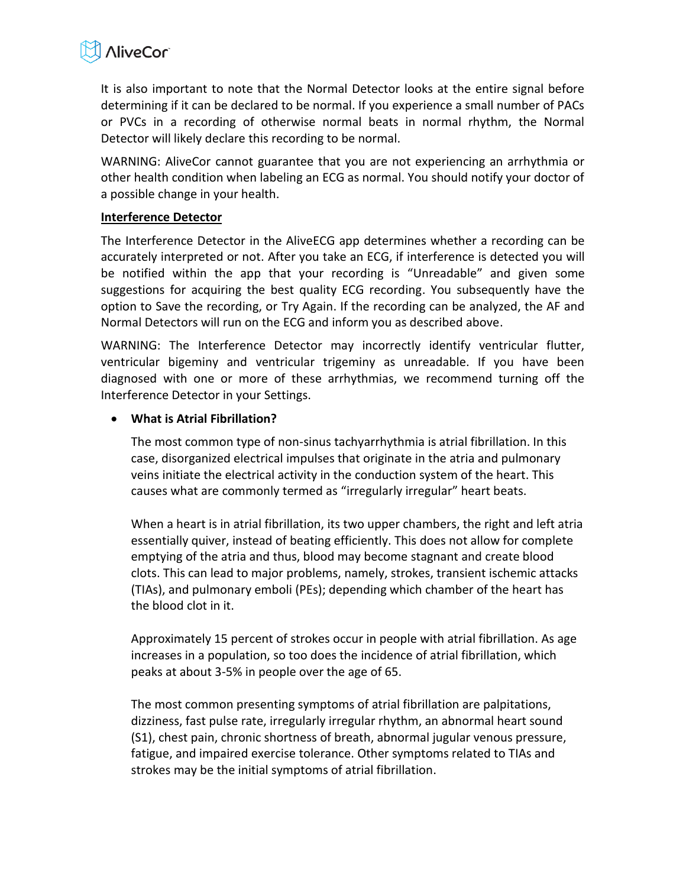It is also important to note that the Normal Detector looks at the entire signal before determining if it can be declared to be normal. If you experience a small number of PACs or PVCs in a recording of otherwise normal beats in normal rhythm, the Normal Detector will likely declare this recording to be normal.

WARNING: AliveCor cannot guarantee that you are not experiencing an arrhythmia or other health condition when labeling an ECG as normal. You should notify your doctor of a possible change in your health.

**Interference Detector**

The Interference Detector in the AliveECG app determines whether a recording can be accurately interpreted or not. After you take an ECG, if interference is detected you will be notified within the app that your recording is "Unreadable" and given some suggestions for acquiring the best quality ECG recording. You subsequently have the option to Save the recording, or Try Again. If the recording can be analyzed, the AF and Normal Detectors will run on the ECG and inform you as described above.

WARNING: The Interference Detector may incorrectly identify ventricular flutter, ventricular bigeminy and ventricular trigeminy as unreadable. If you have been diagnosed with one or more of these arrhythmias, we recommend turning off the Interference Detector in your Settings.

- **What is Atrial Fibrillation?**

  The most common type of non-sinus tachyarrhythmia is atrial fibrillation. In this case, disorganized electrical impulses that originate in the atria and pulmonary veins initiate the electrical activity in the conduction system of the heart. This causes what are commonly termed as "irregularly irregular" heart beats.

  When a heart is in atrial fibrillation, its two upper chambers, the right and left atria essentially quiver, instead of beating efficiently. This does not allow for complete emptying of the atria and thus, blood may become stagnant and create blood clots. This can lead to major problems, namely, strokes, transient ischemic attacks (TIAs), and pulmonary emboli (PEs); depending which chamber of the heart has the blood clot in it.

  Approximately 15 percent of strokes occur in people with atrial fibrillation. As age increases in a population, so too does the incidence of atrial fibrillation, which peaks at about 3-5% in people over the age of 65.

  The most common presenting symptoms of atrial fibrillation are palpitations, dizziness, fast pulse rate, irregularly irregular rhythm, an abnormal heart sound (S1), chest pain, chronic shortness of breath, abnormal jugular venous pressure, fatigue, and impaired exercise tolerance. Other symptoms related to TIAs and strokes may be the initial symptoms of atrial fibrillation.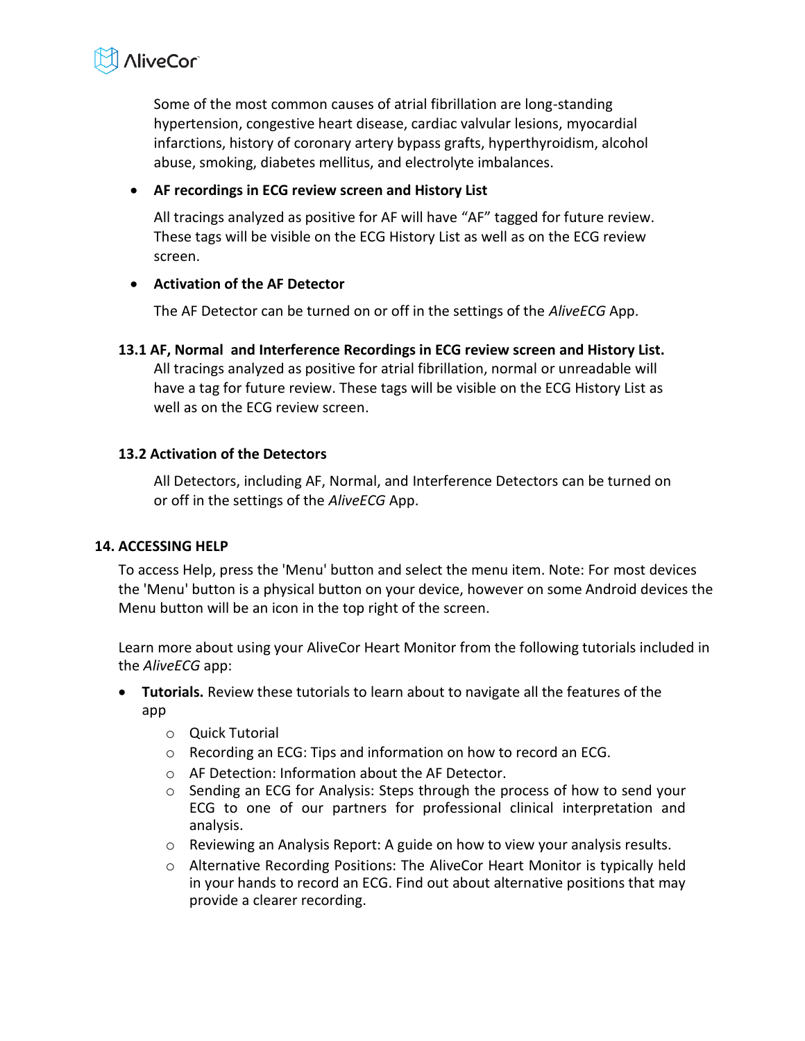Some of the most common causes of atrial fibrillation are long-standing hypertension, congestive heart disease, cardiac valvular lesions, myocardial infarctions, history of coronary artery bypass grafts, hyperthyroidism, alcohol abuse, smoking, diabetes mellitus, and electrolyte imbalances.

- **AF recordings in ECG review screen and History List**

  All tracings analyzed as positive for AF will have “AF” tagged for future review. These tags will be visible on the ECG History List as well as on the ECG review screen.

- **Activation of the AF Detector**

  The AF Detector can be turned on or off in the settings of the *AliveECG* App.

### 13.1 AF, Normal and Interference Recordings in ECG review screen and History List.

All tracings analyzed as positive for atrial fibrillation, normal or unreadable will have a tag for future review. These tags will be visible on the ECG History List as well as on the ECG review screen.

### 13.2 Activation of the Detectors

All Detectors, including AF, Normal, and Interference Detectors can be turned on or off in the settings of the *AliveECG* App.

## 14. ACCESSING HELP

To access Help, press the 'Menu' button and select the menu item. Note: For most devices the 'Menu' button is a physical button on your device, however on some Android devices the Menu button will be an icon in the top right of the screen.

Learn more about using your AliveCor Heart Monitor from the following tutorials included in the *AliveECG* app:

- **Tutorials.** Review these tutorials to learn about to navigate all the features of the app
  - Quick Tutorial
  - Recording an ECG: Tips and information on how to record an ECG.
  - AF Detection: Information about the AF Detector.
  - Sending an ECG for Analysis: Steps through the process of how to send your ECG to one of our partners for professional clinical interpretation and analysis.
  - Reviewing an Analysis Report: A guide on how to view your analysis results.
  - Alternative Recording Positions: The AliveCor Heart Monitor is typically held in your hands to record an ECG. Find out about alternative positions that may provide a clearer recording.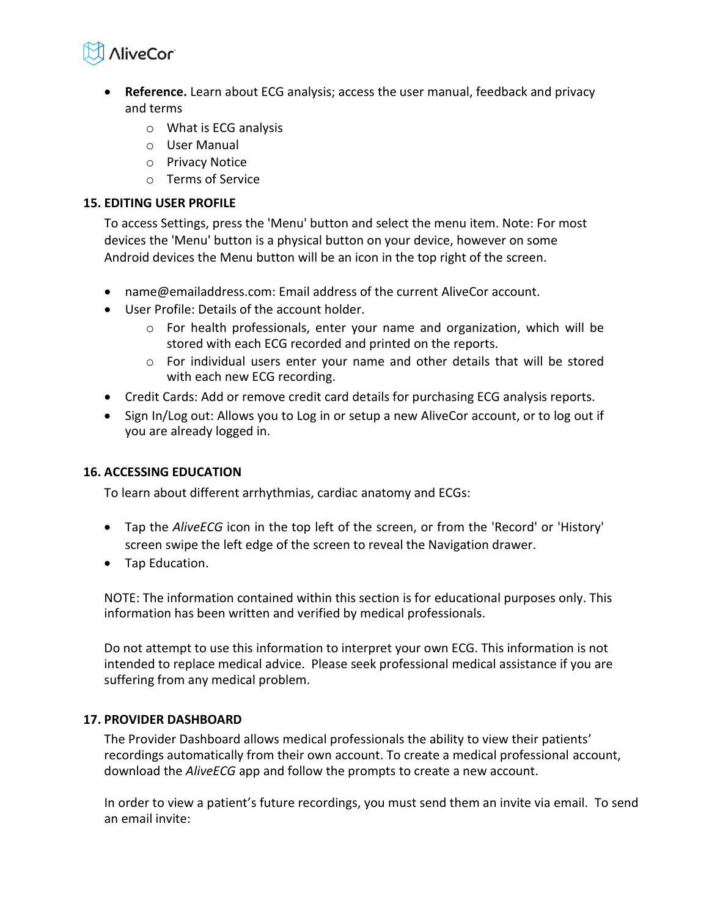- **Reference.** Learn about ECG analysis; access the user manual, feedback and privacy and terms
  - What is ECG analysis
  - User Manual
  - Privacy Notice
  - Terms of Service

## 15. EDITING USER PROFILE

To access Settings, press the 'Menu' button and select the menu item. Note: For most devices the 'Menu' button is a physical button on your device, however on some Android devices the Menu button will be an icon in the top right of the screen.

- name@emailaddress.com: Email address of the current AliveCor account.
- User Profile: Details of the account holder.
  - For health professionals, enter your name and organization, which will be stored with each ECG recorded and printed on the reports.
  - For individual users enter your name and other details that will be stored with each new ECG recording.
- Credit Cards: Add or remove credit card details for purchasing ECG analysis reports.
- Sign In/Log out: Allows you to Log in or setup a new AliveCor account, or to log out if you are already logged in.

## 16. ACCESSING EDUCATION

To learn about different arrhythmias, cardiac anatomy and ECGs:

- Tap the *AliveECG* icon in the top left of the screen, or from the 'Record' or 'History' screen swipe the left edge of the screen to reveal the Navigation drawer.
- Tap Education.

NOTE: The information contained within this section is for educational purposes only. This information has been written and verified by medical professionals.

Do not attempt to use this information to interpret your own ECG. This information is not intended to replace medical advice. Please seek professional medical assistance if you are suffering from any medical problem.

## 17. PROVIDER DASHBOARD

The Provider Dashboard allows medical professionals the ability to view their patients' recordings automatically from their own account. To create a medical professional account, download the *AliveECG* app and follow the prompts to create a new account.

In order to view a patient's future recordings, you must send them an invite via email. To send an email invite: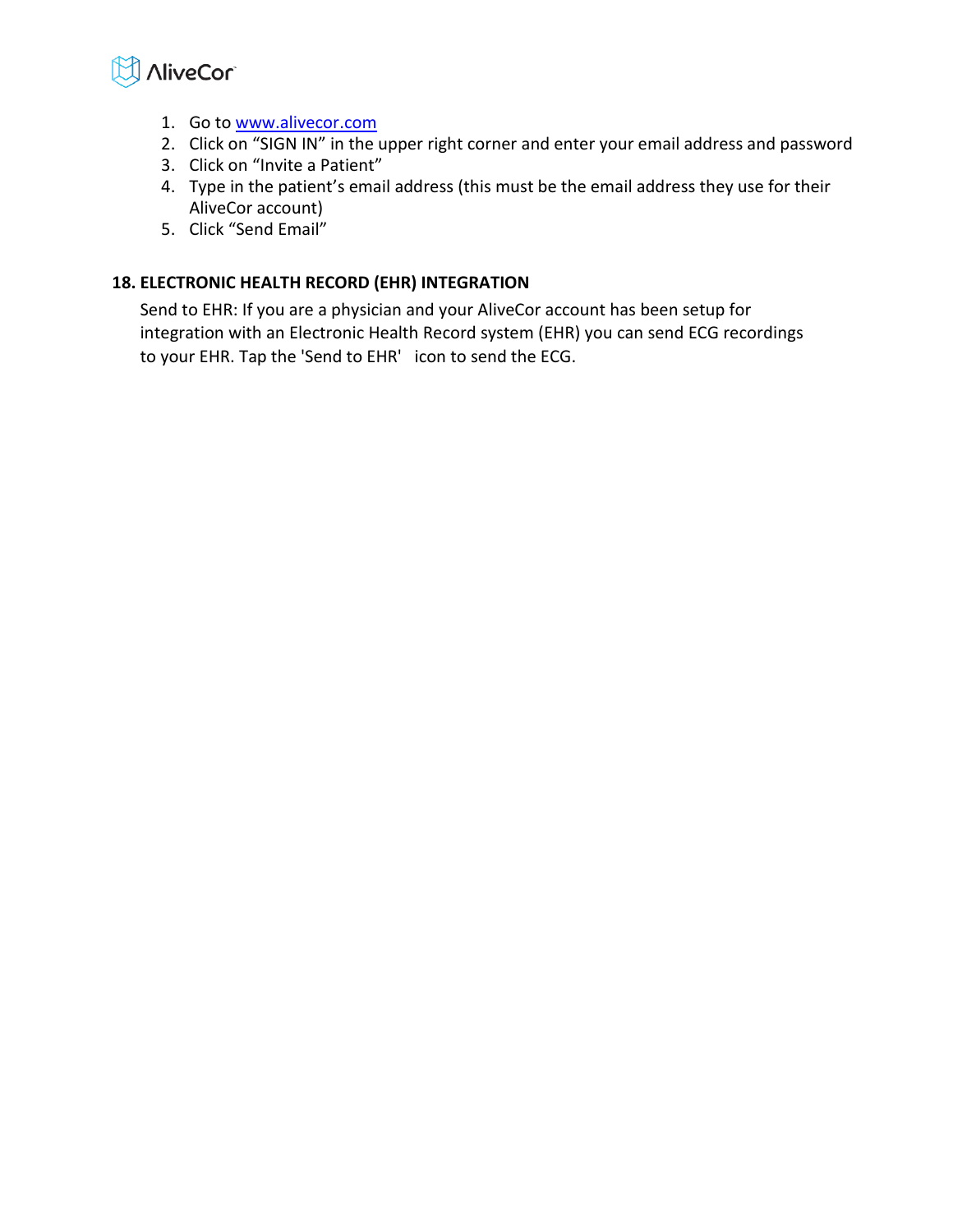1. Go to www.alivecor.com
2. Click on "SIGN IN" in the upper right corner and enter your email address and password
3. Click on "Invite a Patient"
4. Type in the patient's email address (this must be the email address they use for their AliveCor account)
5. Click "Send Email"

## 18. ELECTRONIC HEALTH RECORD (EHR) INTEGRATION

Send to EHR: If you are a physician and your AliveCor account has been setup for integration with an Electronic Health Record system (EHR) you can send ECG recordings to your EHR. Tap the 'Send to EHR' icon to send the ECG.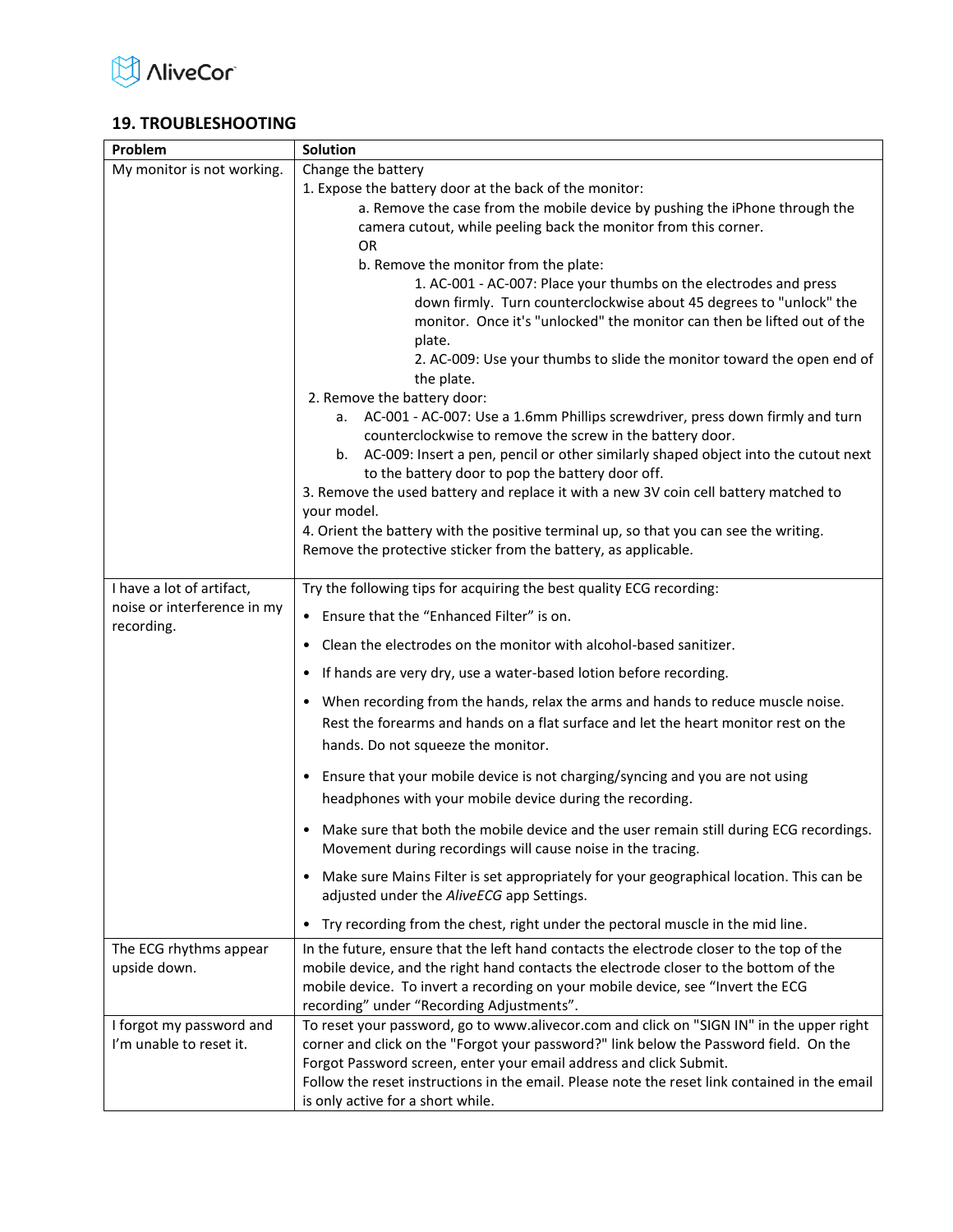## 19. TROUBLESHOOTING

| Problem | Solution |
|---|---|
| My monitor is not working. | Change the battery<br>1. Expose the battery door at the back of the monitor:<br>a. Remove the case from the mobile device by pushing the iPhone through the camera cutout, while peeling back the monitor from this corner.<br>OR<br>b. Remove the monitor from the plate:<br>1. AC-001 - AC-007: Place your thumbs on the electrodes and press down firmly. Turn counterclockwise about 45 degrees to "unlock" the monitor. Once it's "unlocked" the monitor can then be lifted out of the plate.<br>2. AC-009: Use your thumbs to slide the monitor toward the open end of the plate.<br>2. Remove the battery door:<br>a. AC-001 - AC-007: Use a 1.6mm Phillips screwdriver, press down firmly and turn counterclockwise to remove the screw in the battery door.<br>b. AC-009: Insert a pen, pencil or other similarly shaped object into the cutout next to the battery door to pop the battery door off.<br>3. Remove the used battery and replace it with a new 3V coin cell battery matched to your model.<br>4. Orient the battery with the positive terminal up, so that you can see the writing. Remove the protective sticker from the battery, as applicable. |
| I have a lot of artifact, noise or interference in my recording. | Try the following tips for acquiring the best quality ECG recording:<br>• Ensure that the "Enhanced Filter" is on.<br>• Clean the electrodes on the monitor with alcohol-based sanitizer.<br>• If hands are very dry, use a water-based lotion before recording.<br>• When recording from the hands, relax the arms and hands to reduce muscle noise. Rest the forearms and hands on a flat surface and let the heart monitor rest on the hands. Do not squeeze the monitor.<br>• Ensure that your mobile device is not charging/syncing and you are not using headphones with your mobile device during the recording.<br>• Make sure that both the mobile device and the user remain still during ECG recordings. Movement during recordings will cause noise in the tracing.<br>• Make sure Mains Filter is set appropriately for your geographical location. This can be adjusted under the *AliveECG* app Settings.<br>• Try recording from the chest, right under the pectoral muscle in the mid line. |
| The ECG rhythms appear upside down. | In the future, ensure that the left hand contacts the electrode closer to the top of the mobile device, and the right hand contacts the electrode closer to the bottom of the mobile device. To invert a recording on your mobile device, see "Invert the ECG recording" under "Recording Adjustments". |
| I forgot my password and I'm unable to reset it. | To reset your password, go to www.alivecor.com and click on "SIGN IN" in the upper right corner and click on the "Forgot your password?" link below the Password field. On the Forgot Password screen, enter your email address and click Submit.<br>Follow the reset instructions in the email. Please note the reset link contained in the email is only active for a short while. |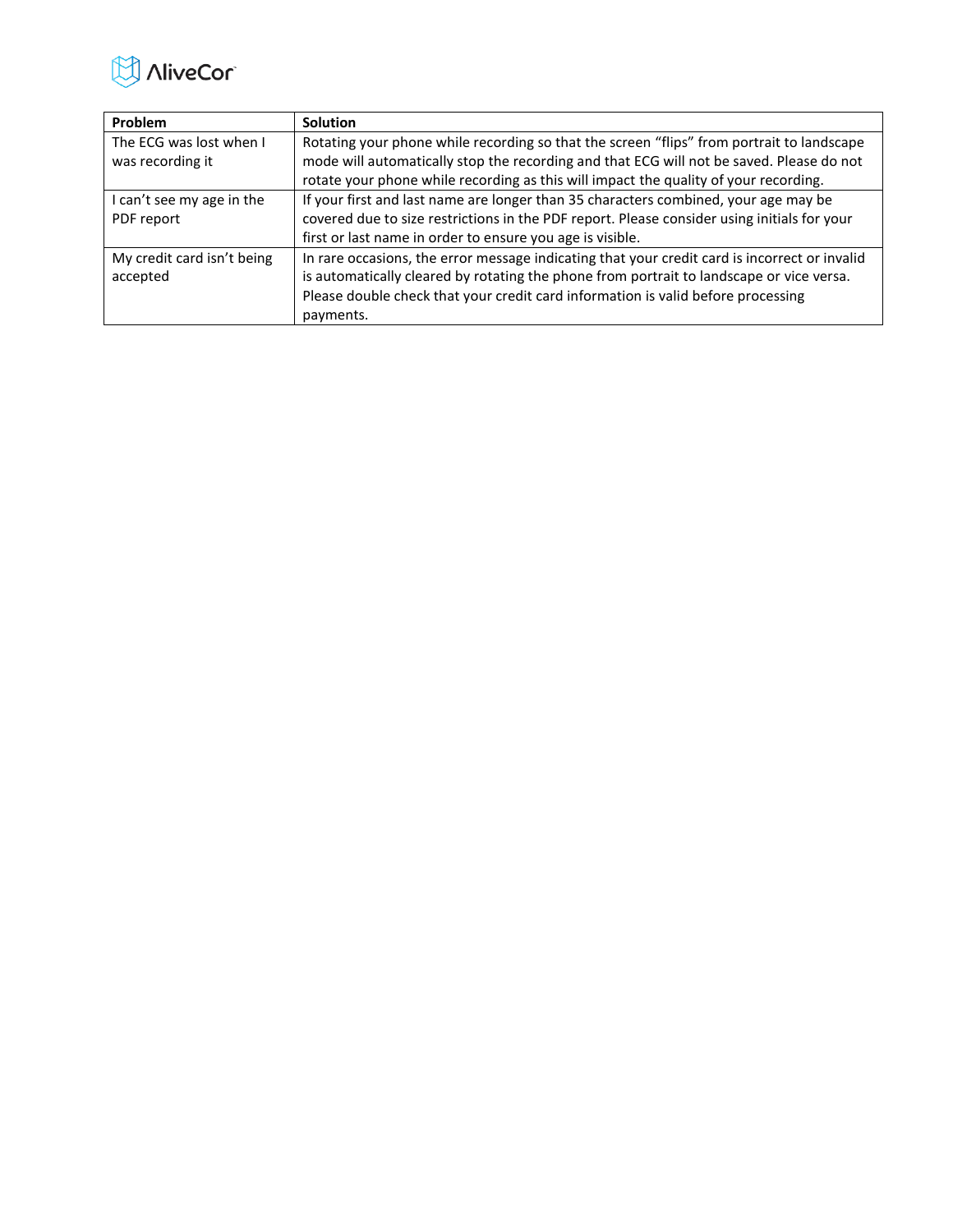| Problem | Solution |
| --- | --- |
| The ECG was lost when I was recording it | Rotating your phone while recording so that the screen "flips" from portrait to landscape mode will automatically stop the recording and that ECG will not be saved. Please do not rotate your phone while recording as this will impact the quality of your recording. |
| I can't see my age in the PDF report | If your first and last name are longer than 35 characters combined, your age may be covered due to size restrictions in the PDF report. Please consider using initials for your first or last name in order to ensure you age is visible. |
| My credit card isn't being accepted | In rare occasions, the error message indicating that your credit card is incorrect or invalid is automatically cleared by rotating the phone from portrait to landscape or vice versa. Please double check that your credit card information is valid before processing payments. |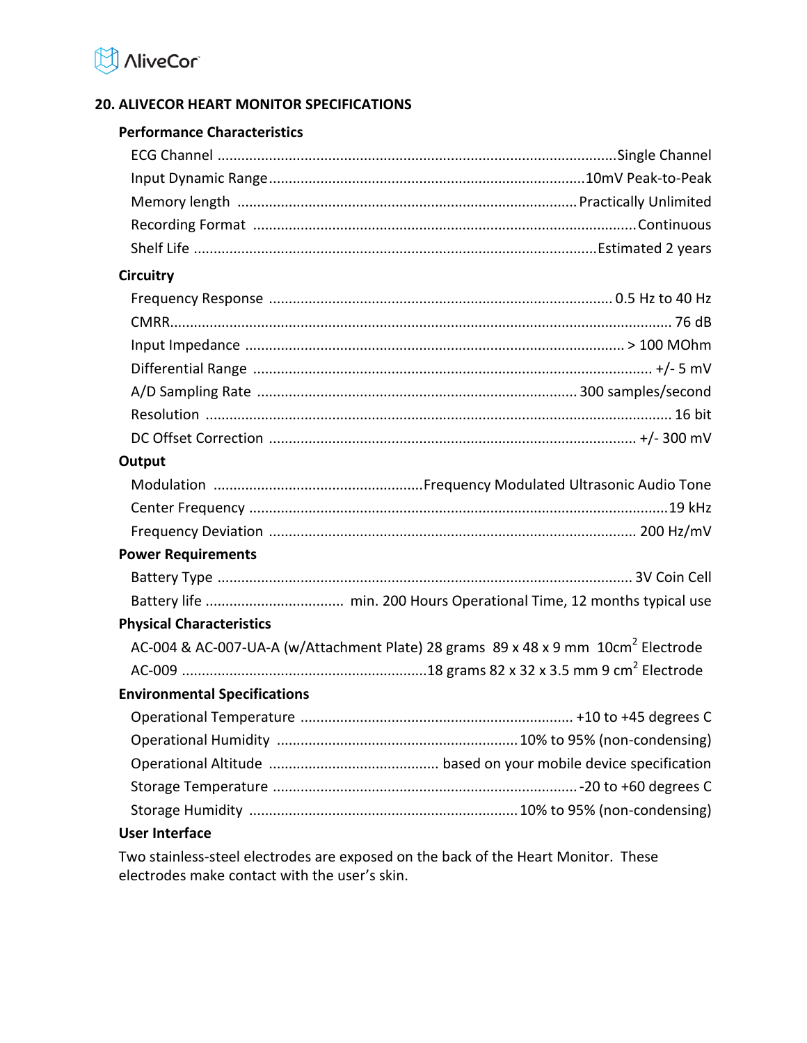## 20. ALIVECOR HEART MONITOR SPECIFICATIONS

### Performance Characteristics

| | |
|---|---|
| ECG Channel | Single Channel |
| Input Dynamic Range | 10mV Peak-to-Peak |
| Memory length | Practically Unlimited |
| Recording Format | Continuous |
| Shelf Life | Estimated 2 years |

### Circuitry

| | |
|---|---|
| Frequency Response | 0.5 Hz to 40 Hz |
| CMRR | 76 dB |
| Input Impedance | > 100 MOhm |
| Differential Range | +/- 5 mV |
| A/D Sampling Rate | 300 samples/second |
| Resolution | 16 bit |
| DC Offset Correction | +/- 300 mV |

### Output

| | |
|---|---|
| Modulation | Frequency Modulated Ultrasonic Audio Tone |
| Center Frequency | 19 kHz |
| Frequency Deviation | 200 Hz/mV |

### Power Requirements

| | |
|---|---|
| Battery Type | 3V Coin Cell |
| Battery life | min. 200 Hours Operational Time, 12 months typical use |

### Physical Characteristics

AC-004 & AC-007-UA-A (w/Attachment Plate) 28 grams 89 x 48 x 9 mm 10cm$^2$ Electrode

AC-009 .......... 18 grams 82 x 32 x 3.5 mm 9 cm$^2$ Electrode

### Environmental Specifications

| | |
|---|---|
| Operational Temperature | +10 to +45 degrees C |
| Operational Humidity | 10% to 95% (non-condensing) |
| Operational Altitude | based on your mobile device specification |
| Storage Temperature | -20 to +60 degrees C |
| Storage Humidity | 10% to 95% (non-condensing) |

### User Interface

Two stainless-steel electrodes are exposed on the back of the Heart Monitor. These electrodes make contact with the user's skin.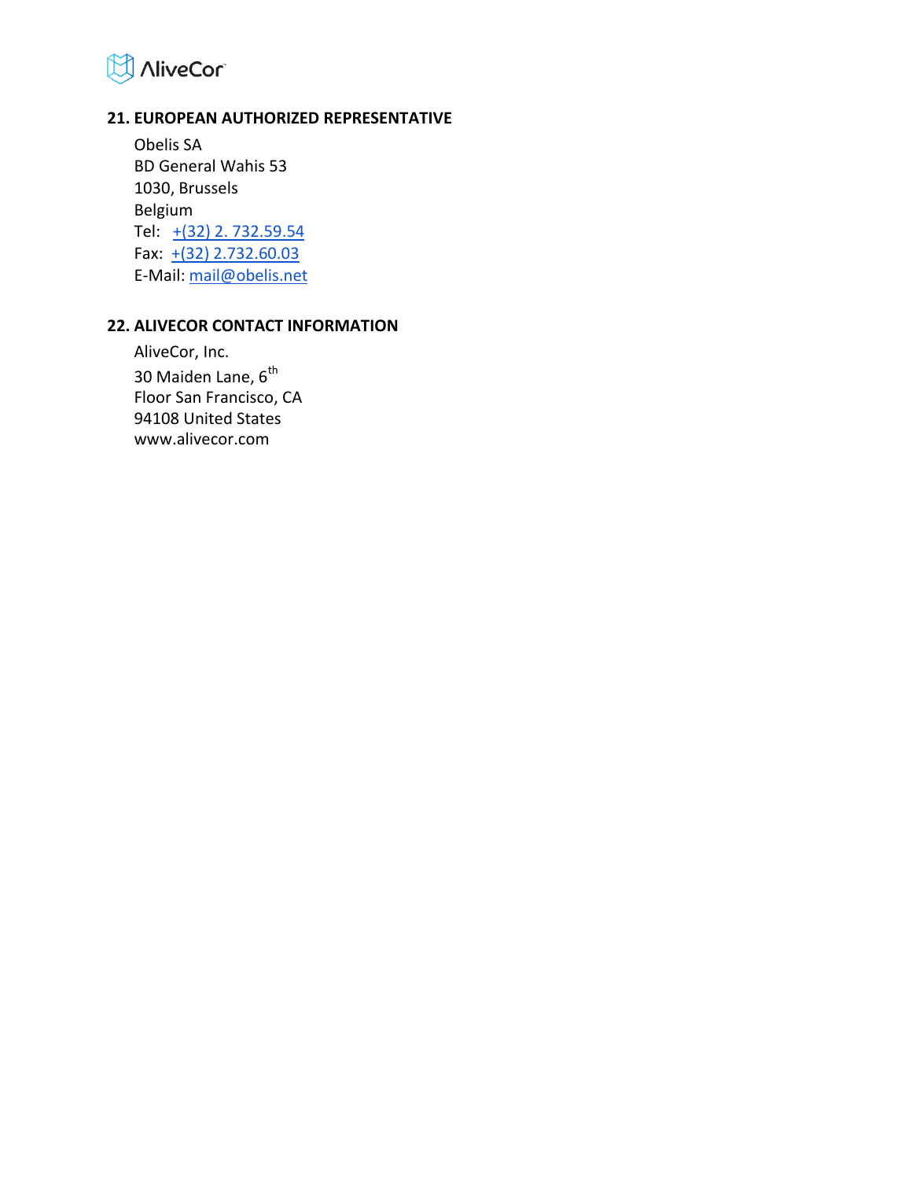## 21. EUROPEAN AUTHORIZED REPRESENTATIVE

Obelis SA
BD General Wahis 53
1030, Brussels
Belgium
Tel: +(32) 2. 732.59.54
Fax: +(32) 2.732.60.03
E-Mail: mail@obelis.net

## 22. ALIVECOR CONTACT INFORMATION

AliveCor, Inc.
30 Maiden Lane, 6th
Floor San Francisco, CA
94108 United States
www.alivecor.com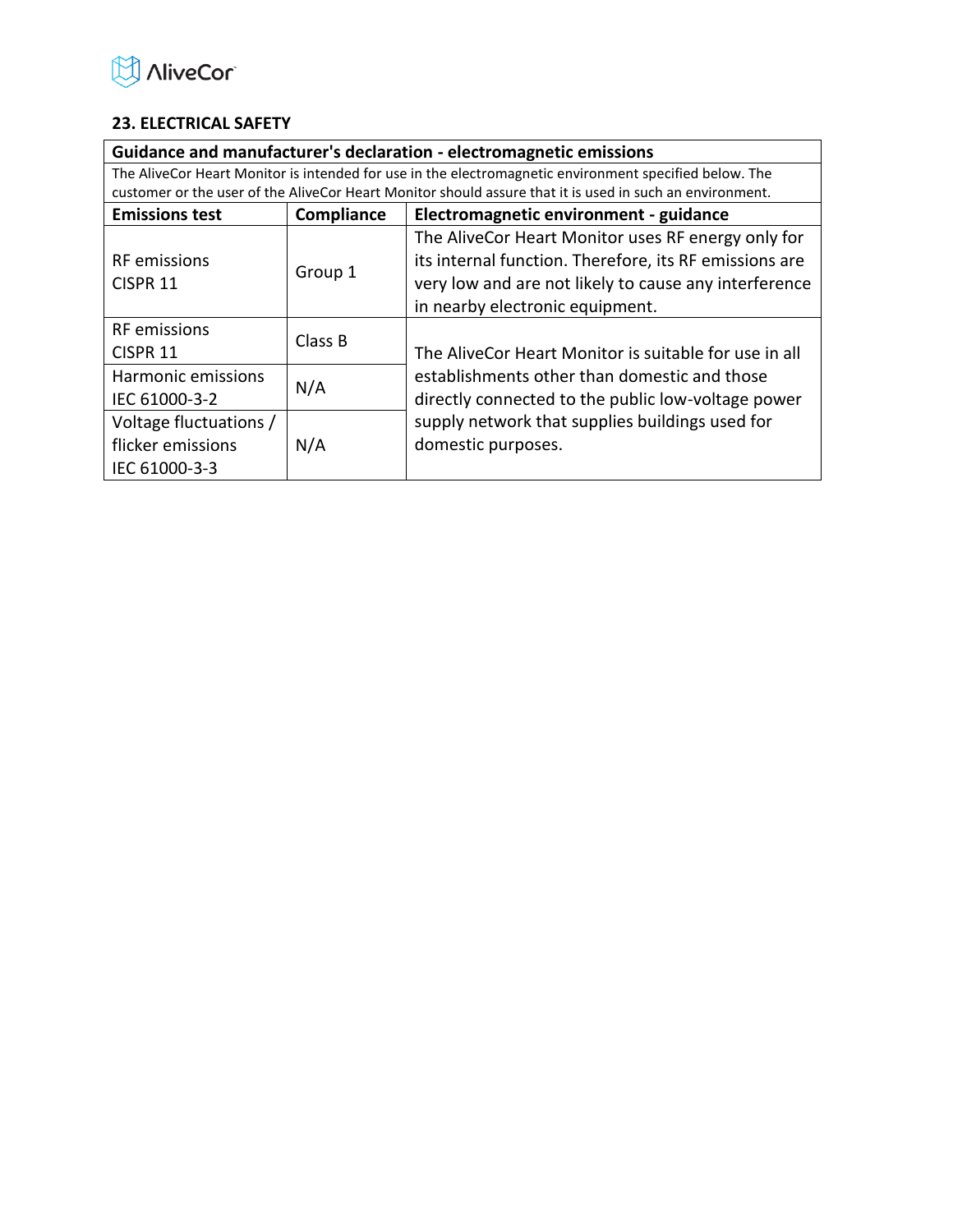## 23. ELECTRICAL SAFETY

| Guidance and manufacturer's declaration - electromagnetic emissions | | |
|---|---|---|
| The AliveCor Heart Monitor is intended for use in the electromagnetic environment specified below. The customer or the user of the AliveCor Heart Monitor should assure that it is used in such an environment. | | |
| **Emissions test** | **Compliance** | **Electromagnetic environment - guidance** |
| RF emissions CISPR 11 | Group 1 | The AliveCor Heart Monitor uses RF energy only for its internal function. Therefore, its RF emissions are very low and are not likely to cause any interference in nearby electronic equipment. |
| RF emissions CISPR 11 | Class B | The AliveCor Heart Monitor is suitable for use in all establishments other than domestic and those directly connected to the public low-voltage power supply network that supplies buildings used for domestic purposes. |
| Harmonic emissions IEC 61000-3-2 | N/A | |
| Voltage fluctuations / flicker emissions IEC 61000-3-3 | N/A | |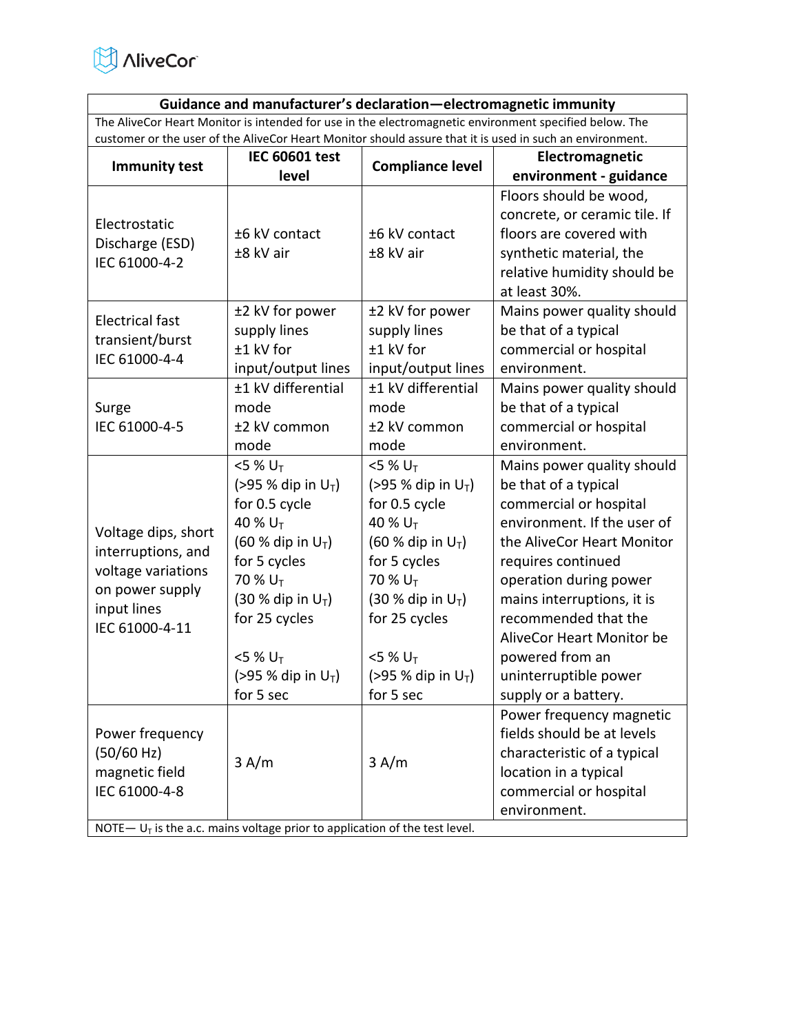| Guidance and manufacturer's declaration—electromagnetic immunity | | | |
|---|---|---|---|
| The AliveCor Heart Monitor is intended for use in the electromagnetic environment specified below. The customer or the user of the AliveCor Heart Monitor should assure that it is used in such an environment. | | | |
| **Immunity test** | **IEC 60601 test level** | **Compliance level** | **Electromagnetic environment - guidance** |
| Electrostatic Discharge (ESD) IEC 61000-4-2 | ±6 kV contact ±8 kV air | ±6 kV contact ±8 kV air | Floors should be wood, concrete, or ceramic tile. If floors are covered with synthetic material, the relative humidity should be at least 30%. |
| Electrical fast transient/burst IEC 61000-4-4 | ±2 kV for power supply lines ±1 kV for input/output lines | ±2 kV for power supply lines ±1 kV for input/output lines | Mains power quality should be that of a typical commercial or hospital environment. |
| Surge IEC 61000-4-5 | ±1 kV differential mode ±2 kV common mode | ±1 kV differential mode ±2 kV common mode | Mains power quality should be that of a typical commercial or hospital environment. |
| Voltage dips, short interruptions, and voltage variations on power supply input lines IEC 61000-4-11 | <5 % $U_T$ (>95 % dip in $U_T$) for 0.5 cycle 40 % $U_T$ (60 % dip in $U_T$) for 5 cycles 70 % $U_T$ (30 % dip in $U_T$) for 25 cycles <5 % $U_T$ (>95 % dip in $U_T$) for 5 sec | <5 % $U_T$ (>95 % dip in $U_T$) for 0.5 cycle 40 % $U_T$ (60 % dip in $U_T$) for 5 cycles 70 % $U_T$ (30 % dip in $U_T$) for 25 cycles <5 % $U_T$ (>95 % dip in $U_T$) for 5 sec | Mains power quality should be that of a typical commercial or hospital environment. If the user of the AliveCor Heart Monitor requires continued operation during power mains interruptions, it is recommended that the AliveCor Heart Monitor be powered from an uninterruptible power supply or a battery. |
| Power frequency (50/60 Hz) magnetic field IEC 61000-4-8 | 3 A/m | 3 A/m | Power frequency magnetic fields should be at levels characteristic of a typical location in a typical commercial or hospital environment. |
| NOTE— $U_T$ is the a.c. mains voltage prior to application of the test level. | | | |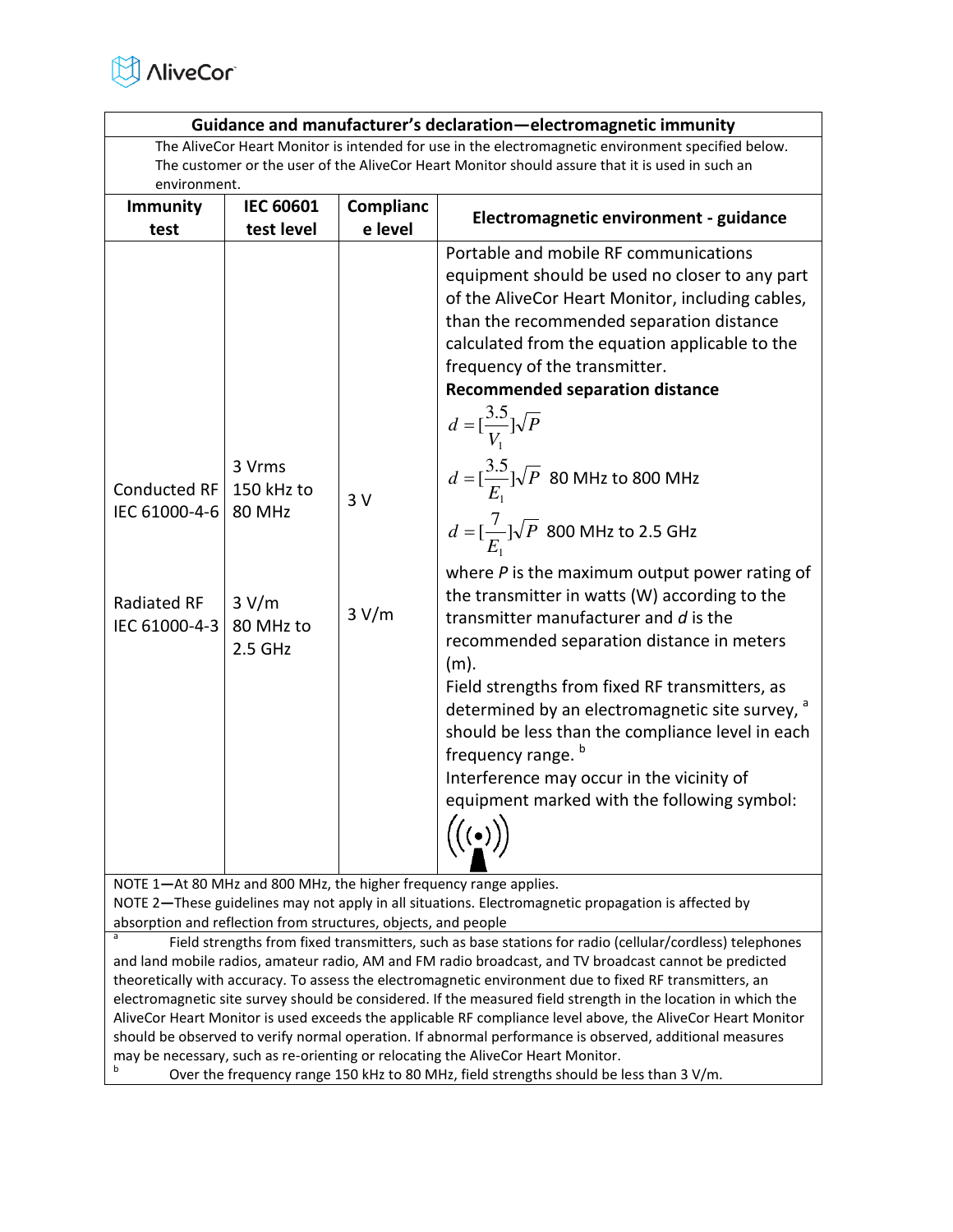| Guidance and manufacturer's declaration—electromagnetic immunity | | | |
|---|---|---|---|
| The AliveCor Heart Monitor is intended for use in the electromagnetic environment specified below. The customer or the user of the AliveCor Heart Monitor should assure that it is used in such an environment. | | | |
| **Immunity test** | **IEC 60601 test level** | **Compliance level** | **Electromagnetic environment - guidance** |
| Conducted RF IEC 61000-4-6<br><br>Radiated RF IEC 61000-4-3 | 3 Vrms 150 kHz to 80 MHz<br><br>3 V/m 80 MHz to 2.5 GHz | 3 V<br><br>3 V/m | Portable and mobile RF communications equipment should be used no closer to any part of the AliveCor Heart Monitor, including cables, than the recommended separation distance calculated from the equation applicable to the frequency of the transmitter.<br>**Recommended separation distance**<br>$d = [\frac{3.5}{V_1}]\sqrt{P}$<br>$d = [\frac{3.5}{E_1}]\sqrt{P}$ 80 MHz to 800 MHz<br>$d = [\frac{7}{E_1}]\sqrt{P}$ 800 MHz to 2.5 GHz<br>where *P* is the maximum output power rating of the transmitter in watts (W) according to the transmitter manufacturer and *d* is the recommended separation distance in meters (m).<br>Field strengths from fixed RF transmitters, as determined by an electromagnetic site survey, [a] should be less than the compliance level in each frequency range. [b]<br>Interference may occur in the vicinity of equipment marked with the following symbol: |
| NOTE 1—At 80 MHz and 800 MHz, the higher frequency range applies.<br>NOTE 2—These guidelines may not apply in all situations. Electromagnetic propagation is affected by absorption and reflection from structures, objects, and people | | | |
| [a] Field strengths from fixed transmitters, such as base stations for radio (cellular/cordless) telephones and land mobile radios, amateur radio, AM and FM radio broadcast, and TV broadcast cannot be predicted theoretically with accuracy. To assess the electromagnetic environment due to fixed RF transmitters, an electromagnetic site survey should be considered. If the measured field strength in the location in which the AliveCor Heart Monitor is used exceeds the applicable RF compliance level above, the AliveCor Heart Monitor should be observed to verify normal operation. If abnormal performance is observed, additional measures may be necessary, such as re-orienting or relocating the AliveCor Heart Monitor.<br>[b] Over the frequency range 150 kHz to 80 MHz, field strengths should be less than 3 V/m. | | | |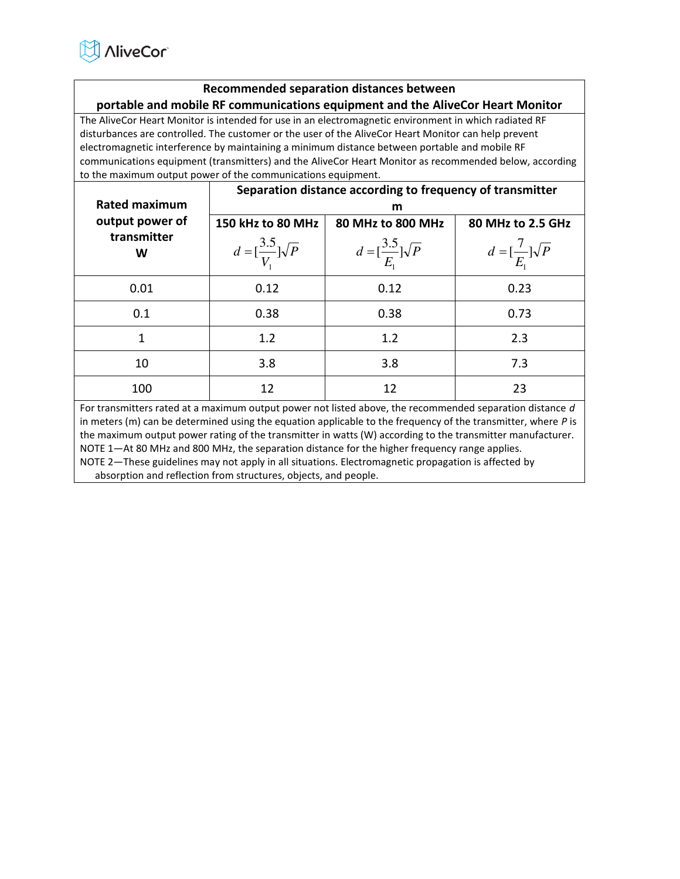| Recommended separation distances between portable and mobile RF communications equipment and the AliveCor Heart Monitor | | | |
|---|---|---|---|
| The AliveCor Heart Monitor is intended for use in an electromagnetic environment in which radiated RF disturbances are controlled. The customer or the user of the AliveCor Heart Monitor can help prevent electromagnetic interference by maintaining a minimum distance between portable and mobile RF communications equipment (transmitters) and the AliveCor Heart Monitor as recommended below, according to the maximum output power of the communications equipment. | | | |
| **Rated maximum output power of transmitter W** | **Separation distance according to frequency of transmitter m** | | |
| | **150 kHz to 80 MHz** $d = [\frac{3.5}{V_1}]\sqrt{P}$ | **80 MHz to 800 MHz** $d = [\frac{3.5}{E_1}]\sqrt{P}$ | **80 MHz to 2.5 GHz** $d = [\frac{7}{E_1}]\sqrt{P}$ |
| 0.01 | 0.12 | 0.12 | 0.23 |
| 0.1 | 0.38 | 0.38 | 0.73 |
| 1 | 1.2 | 1.2 | 2.3 |
| 10 | 3.8 | 3.8 | 7.3 |
| 100 | 12 | 12 | 23 |
| For transmitters rated at a maximum output power not listed above, the recommended separation distance *d* in meters (m) can be determined using the equation applicable to the frequency of the transmitter, where *P* is the maximum output power rating of the transmitter in watts (W) according to the transmitter manufacturer.<br>NOTE 1—At 80 MHz and 800 MHz, the separation distance for the higher frequency range applies.<br>NOTE 2—These guidelines may not apply in all situations. Electromagnetic propagation is affected by absorption and reflection from structures, objects, and people. | | | |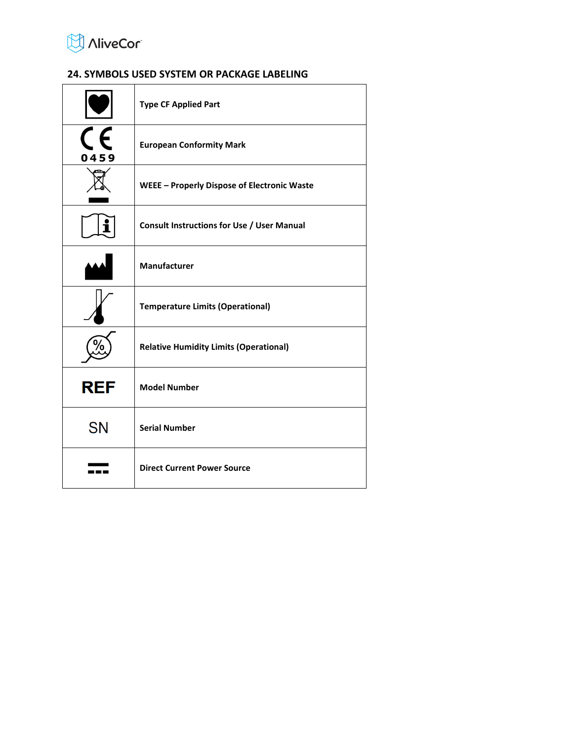## 24. SYMBOLS USED SYSTEM OR PACKAGE LABELING

| | |
|---|---|
| | **Type CF Applied Part** |
| CE 0459 | **European Conformity Mark** |
| | **WEEE – Properly Dispose of Electronic Waste** |
| | **Consult Instructions for Use / User Manual** |
| | **Manufacturer** |
| | **Temperature Limits (Operational)** |
| % | **Relative Humidity Limits (Operational)** |
| REF | **Model Number** |
| SN | **Serial Number** |
| | **Direct Current Power Source** |